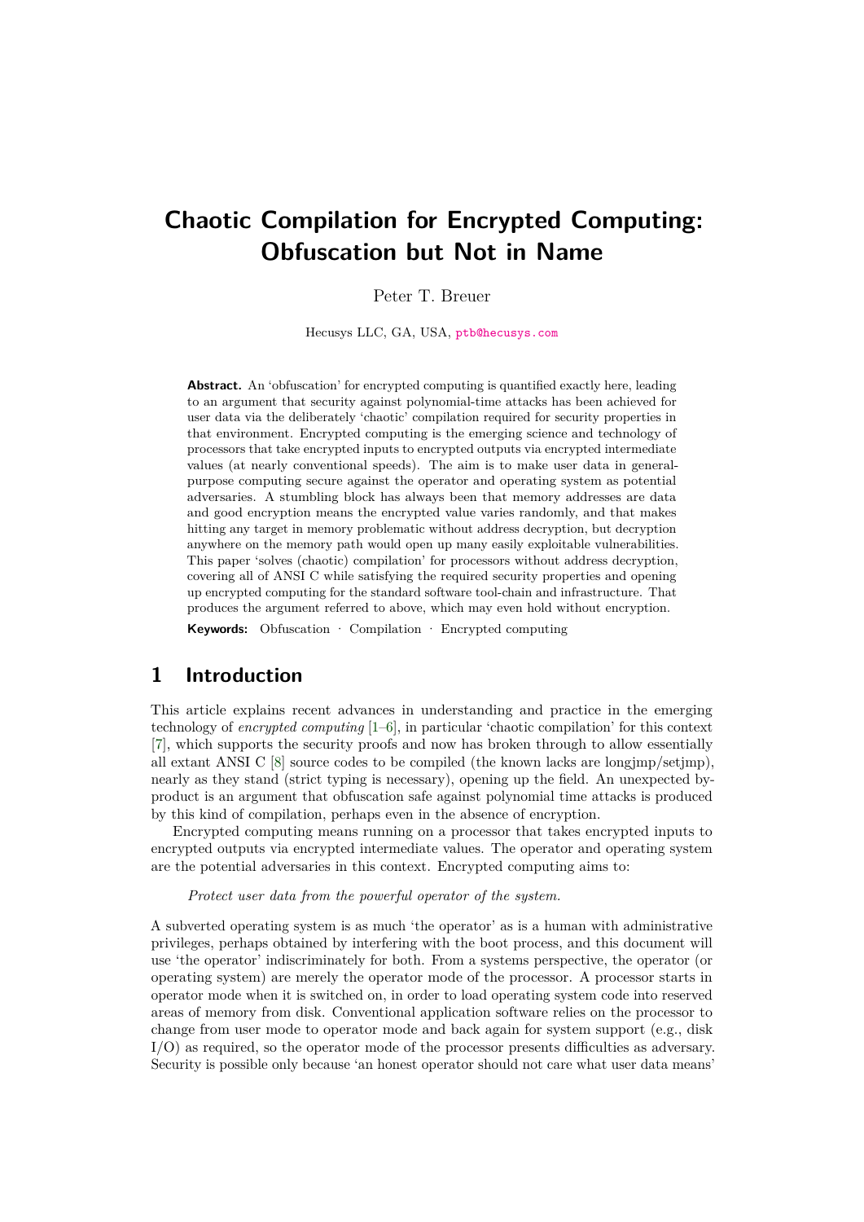# Chaotic Compilation for Encrypted Computing: Obfuscation but Not in Name

Peter T. Breuer

Hecusys LLC, GA, USA, ptb@hecusys.com

**Abstract.** An 'obfuscation' for encrypted computing is quantified exactly here, leading to an argument that security against polynomial-time attacks has been achieved for user data via the deliberately 'chaotic' compilation required for security properties in that environment. Encrypted computing is the emerging science and technology of processors that take encrypted inputs to encrypted outputs via encrypted intermediate values (at nearly conventional speeds). The aim is to make user data in general-purpose computing secure against the operator and operating system as potential adversaries. A stumbling block has always been that memory addresses are data and good encryption means the encrypted value varies randomly, and that makes hitting any target in memory problematic without address decryption, but decryption anywhere on the memory path would open up many easily exploitable vulnerabilities. This paper 'solves (chaotic) compilation' for processors without address decryption, covering all of ANSI C while satisfying the required security properties and opening up encrypted computing for the standard software tool-chain and infrastructure. That produces the argument referred to above, which may even hold without encryption.

**Keywords:** Obfuscation · Compilation · Encrypted computing

## 1 Introduction

This article explains recent advances in understanding and practice in the emerging technology of *encrypted computing* [1–6], in particular 'chaotic compilation' for this context [7], which supports the security proofs and now has broken through to allow essentially all extant ANSI C [8] source codes to be compiled (the known lacks are longjmp/setjmp), nearly as they stand (strict typing is necessary), opening up the field. An unexpected by-product is an argument that obfuscation safe against polynomial time attacks is produced by this kind of compilation, perhaps even in the absence of encryption.

Encrypted computing means running on a processor that takes encrypted inputs to encrypted outputs via encrypted intermediate values. The operator and operating system are the potential adversaries in this context. Encrypted computing aims to:

*Protect user data from the powerful operator of the system.*

A subverted operating system is as much 'the operator' as is a human with administrative privileges, perhaps obtained by interfering with the boot process, and this document will use 'the operator' indiscriminately for both. From a systems perspective, the operator (or operating system) are merely the operator mode of the processor. A processor starts in operator mode when it is switched on, in order to load operating system code into reserved areas of memory from disk. Conventional application software relies on the processor to change from user mode to operator mode and back again for system support (e.g., disk I/O) as required, so the operator mode of the processor presents difficulties as adversary. Security is possible only because 'an honest operator should not care what user data means'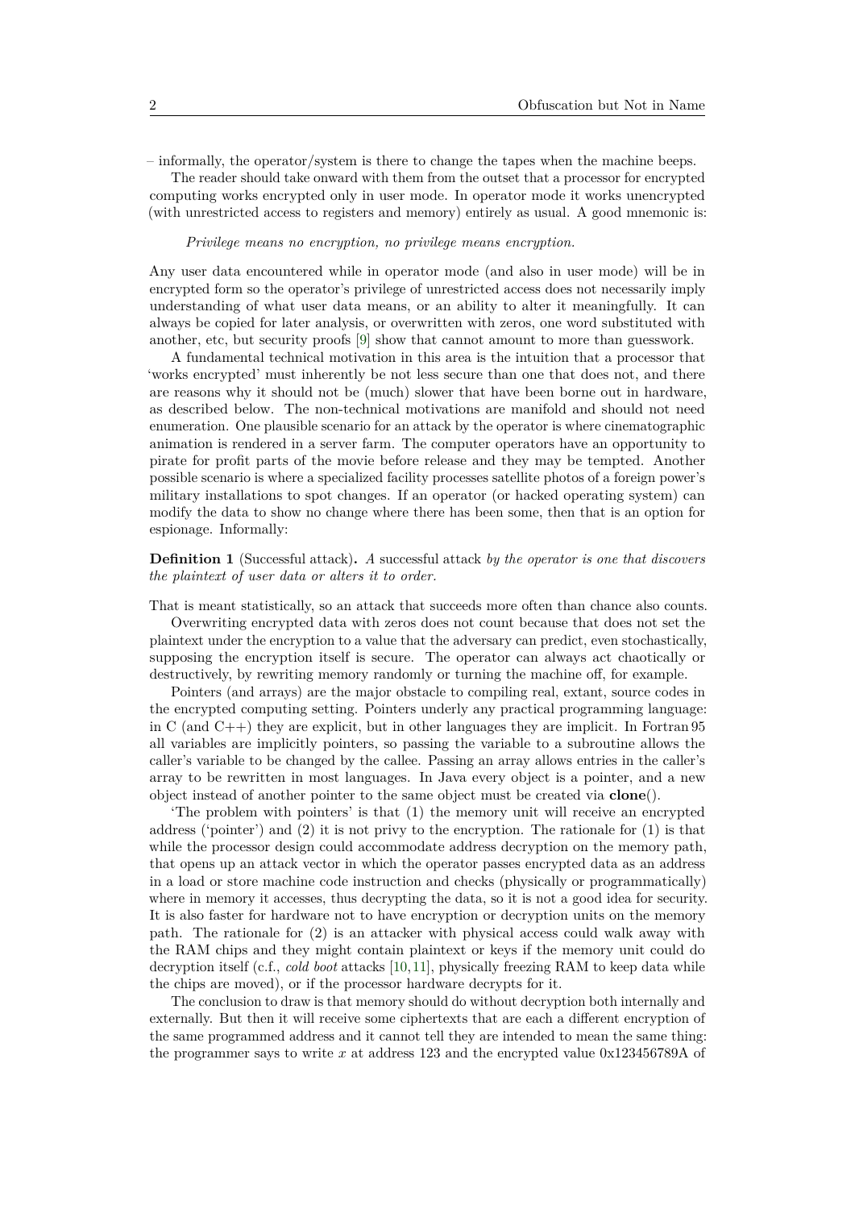– informally, the operator/system is there to change the tapes when the machine beeps.

The reader should take onward with them from the outset that a processor for encrypted computing works encrypted only in user mode. In operator mode it works unencrypted (with unrestricted access to registers and memory) entirely as usual. A good mnemonic is:

*Privilege means no encryption, no privilege means encryption.*

Any user data encountered while in operator mode (and also in user mode) will be in encrypted form so the operator's privilege of unrestricted access does not necessarily imply understanding of what user data means, or an ability to alter it meaningfully. It can always be copied for later analysis, or overwritten with zeros, one word substituted with another, etc, but security proofs [9] show that cannot amount to more than guesswork.

A fundamental technical motivation in this area is the intuition that a processor that 'works encrypted' must inherently be not less secure than one that does not, and there are reasons why it should not be (much) slower that have been borne out in hardware, as described below. The non-technical motivations are manifold and should not need enumeration. One plausible scenario for an attack by the operator is where cinematographic animation is rendered in a server farm. The computer operators have an opportunity to pirate for profit parts of the movie before release and they may be tempted. Another possible scenario is where a specialized facility processes satellite photos of a foreign power's military installations to spot changes. If an operator (or hacked operating system) can modify the data to show no change where there has been some, then that is an option for espionage. Informally:

**Definition 1** (Successful attack)**.** *A* successful attack *by the operator is one that discovers the plaintext of user data or alters it to order.*

That is meant statistically, so an attack that succeeds more often than chance also counts.

Overwriting encrypted data with zeros does not count because that does not set the plaintext under the encryption to a value that the adversary can predict, even stochastically, supposing the encryption itself is secure. The operator can always act chaotically or destructively, by rewriting memory randomly or turning the machine off, for example.

Pointers (and arrays) are the major obstacle to compiling real, extant, source codes in the encrypted computing setting. Pointers underly any practical programming language: in C (and C++) they are explicit, but in other languages they are implicit. In Fortran 95 all variables are implicitly pointers, so passing the variable to a subroutine allows the caller's variable to be changed by the callee. Passing an array allows entries in the caller's array to be rewritten in most languages. In Java every object is a pointer, and a new object instead of another pointer to the same object must be created via **clone**().

'The problem with pointers' is that (1) the memory unit will receive an encrypted address ('pointer') and (2) it is not privy to the encryption. The rationale for (1) is that while the processor design could accommodate address decryption on the memory path, that opens up an attack vector in which the operator passes encrypted data as an address in a load or store machine code instruction and checks (physically or programmatically) where in memory it accesses, thus decrypting the data, so it is not a good idea for security. It is also faster for hardware not to have encryption or decryption units on the memory path. The rationale for (2) is an attacker with physical access could walk away with the RAM chips and they might contain plaintext or keys if the memory unit could do decryption itself (c.f., *cold boot* attacks [10,11], physically freezing RAM to keep data while the chips are moved), or if the processor hardware decrypts for it.

The conclusion to draw is that memory should do without decryption both internally and externally. But then it will receive some ciphertexts that are each a different encryption of the same programmed address and it cannot tell they are intended to mean the same thing: the programmer says to write $x$ at address 123 and the encrypted value 0x123456789A of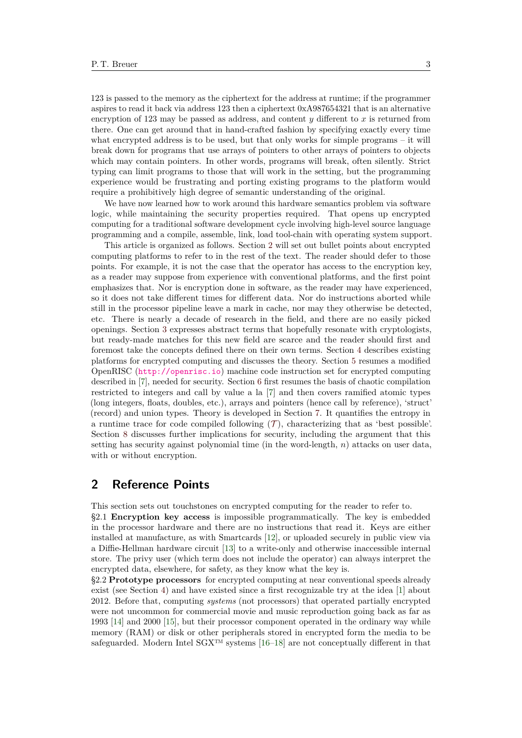123 is passed to the memory as the ciphertext for the address at runtime; if the programmer aspires to read it back via address 123 then a ciphertext 0xA987654321 that is an alternative encryption of 123 may be passed as address, and content $y$ different to $x$ is returned from there. One can get around that in hand-crafted fashion by specifying exactly every time what encrypted address is to be used, but that only works for simple programs – it will break down for programs that use arrays of pointers to other arrays of pointers to objects which may contain pointers. In other words, programs will break, often silently. Strict typing can limit programs to those that will work in the setting, but the programming experience would be frustrating and porting existing programs to the platform would require a prohibitively high degree of semantic understanding of the original.

We have now learned how to work around this hardware semantics problem via software logic, while maintaining the security properties required. That opens up encrypted computing for a traditional software development cycle involving high-level source language programming and a compile, assemble, link, load tool-chain with operating system support.

This article is organized as follows. Section 2 will set out bullet points about encrypted computing platforms to refer to in the rest of the text. The reader should defer to those points. For example, it is not the case that the operator has access to the encryption key, as a reader may suppose from experience with conventional platforms, and the first point emphasizes that. Nor is encryption done in software, as the reader may have experienced, so it does not take different times for different data. Nor do instructions aborted while still in the processor pipeline leave a mark in cache, nor may they otherwise be detected, etc. There is nearly a decade of research in the field, and there are no easily picked openings. Section 3 expresses abstract terms that hopefully resonate with cryptologists, but ready-made matches for this new field are scarce and the reader should first and foremost take the concepts defined there on their own terms. Section 4 describes existing platforms for encrypted computing and discusses the theory. Section 5 resumes a modified OpenRISC (http://openrisc.io) machine code instruction set for encrypted computing described in [7], needed for security. Section 6 first resumes the basis of chaotic compilation restricted to integers and call by value a la [7] and then covers ramified atomic types (long integers, floats, doubles, etc.), arrays and pointers (hence call by reference), 'struct' (record) and union types. Theory is developed in Section 7. It quantifies the entropy in a runtime trace for code compiled following ($\mathcal{T}$), characterizing that as 'best possible'. Section 8 discusses further implications for security, including the argument that this setting has security against polynomial time (in the word-length, $n$) attacks on user data, with or without encryption.

## 2 Reference Points

This section sets out touchstones on encrypted computing for the reader to refer to.

§2.1 **Encryption key access** is impossible programmatically. The key is embedded in the processor hardware and there are no instructions that read it. Keys are either installed at manufacture, as with Smartcards [12], or uploaded securely in public view via a Diffie-Hellman hardware circuit [13] to a write-only and otherwise inaccessible internal store. The privy user (which term does not include the operator) can always interpret the encrypted data, elsewhere, for safety, as they know what the key is.

§2.2 **Prototype processors** for encrypted computing at near conventional speeds already exist (see Section 4) and have existed since a first recognizable try at the idea [1] about 2012. Before that, computing *systems* (not processors) that operated partially encrypted were not uncommon for commercial movie and music reproduction going back as far as 1993 [14] and 2000 [15], but their processor component operated in the ordinary way while memory (RAM) or disk or other peripherals stored in encrypted form the media to be safeguarded. Modern Intel SGX™ systems [16–18] are not conceptually different in that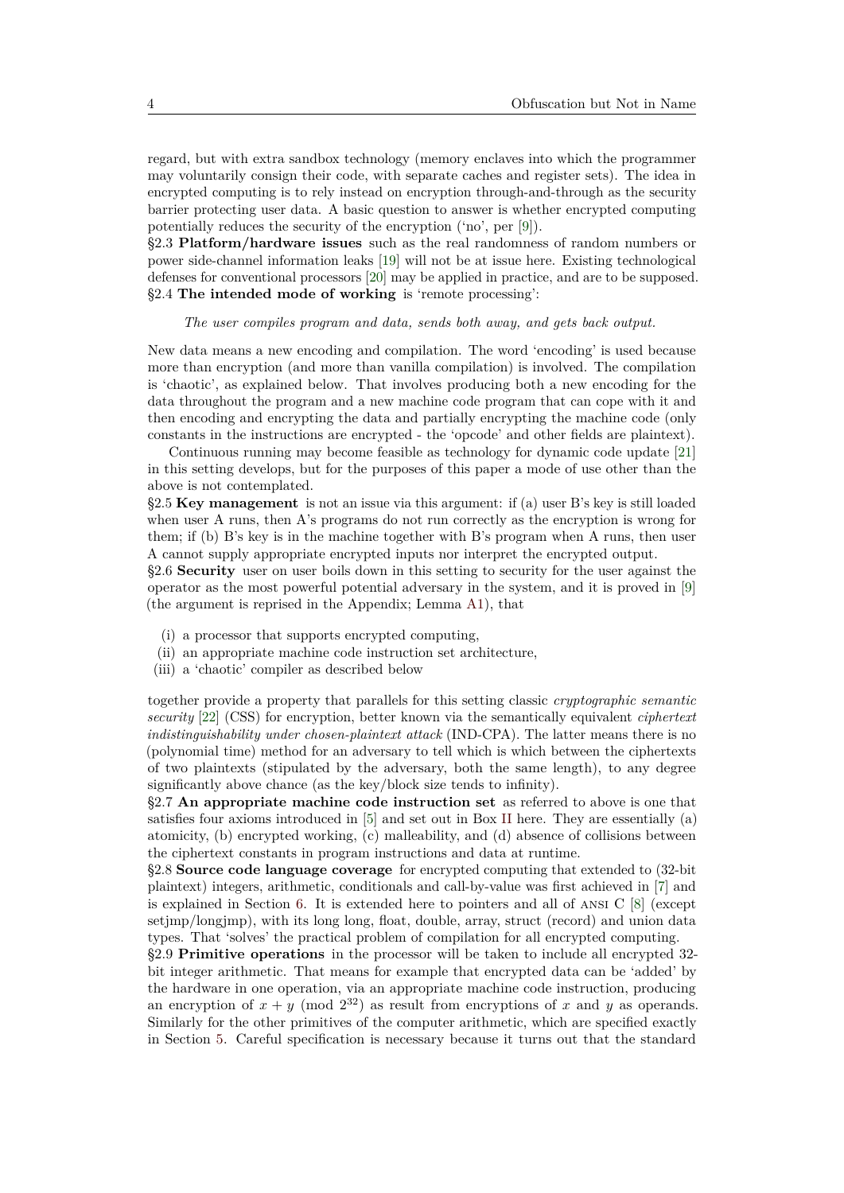regard, but with extra sandbox technology (memory enclaves into which the programmer may voluntarily consign their code, with separate caches and register sets). The idea in encrypted computing is to rely instead on encryption through-and-through as the security barrier protecting user data. A basic question to answer is whether encrypted computing potentially reduces the security of the encryption ('no', per [9]).

§2.3 **Platform/hardware issues** such as the real randomness of random numbers or power side-channel information leaks [19] will not be at issue here. Existing technological defenses for conventional processors [20] may be applied in practice, and are to be supposed.

§2.4 **The intended mode of working** is 'remote processing':

*The user compiles program and data, sends both away, and gets back output.*

New data means a new encoding and compilation. The word 'encoding' is used because more than encryption (and more than vanilla compilation) is involved. The compilation is 'chaotic', as explained below. That involves producing both a new encoding for the data throughout the program and a new machine code program that can cope with it and then encoding and encrypting the data and partially encrypting the machine code (only constants in the instructions are encrypted - the 'opcode' and other fields are plaintext).

Continuous running may become feasible as technology for dynamic code update [21] in this setting develops, but for the purposes of this paper a mode of use other than the above is not contemplated.

§2.5 **Key management** is not an issue via this argument: if (a) user B's key is still loaded when user A runs, then A's programs do not run correctly as the encryption is wrong for them; if (b) B's key is in the machine together with B's program when A runs, then user A cannot supply appropriate encrypted inputs nor interpret the encrypted output.

§2.6 **Security** user on user boils down in this setting to security for the user against the operator as the most powerful potential adversary in the system, and it is proved in [9] (the argument is reprised in the Appendix; Lemma A1), that

(i) a processor that supports encrypted computing,
(ii) an appropriate machine code instruction set architecture,
(iii) a 'chaotic' compiler as described below

together provide a property that parallels for this setting classic *cryptographic semantic security* [22] (CSS) for encryption, better known via the semantically equivalent *ciphertext indistinguishability under chosen-plaintext attack* (IND-CPA). The latter means there is no (polynomial time) method for an adversary to tell which is which between the ciphertexts of two plaintexts (stipulated by the adversary, both the same length), to any degree significantly above chance (as the key/block size tends to infinity).

§2.7 **An appropriate machine code instruction set** as referred to above is one that satisfies four axioms introduced in [5] and set out in Box II here. They are essentially (a) atomicity, (b) encrypted working, (c) malleability, and (d) absence of collisions between the ciphertext constants in program instructions and data at runtime.

§2.8 **Source code language coverage** for encrypted computing that extended to (32-bit plaintext) integers, arithmetic, conditionals and call-by-value was first achieved in [7] and is explained in Section 6. It is extended here to pointers and all of ANSI C [8] (except setjmp/longjmp), with its long long, float, double, array, struct (record) and union data types. That 'solves' the practical problem of compilation for all encrypted computing.

§2.9 **Primitive operations** in the processor will be taken to include all encrypted 32-bit integer arithmetic. That means for example that encrypted data can be 'added' by the hardware in one operation, via an appropriate machine code instruction, producing an encryption of $x + y \pmod{2^{32}}$ as result from encryptions of $x$ and $y$ as operands. Similarly for the other primitives of the computer arithmetic, which are specified exactly in Section 5. Careful specification is necessary because it turns out that the standard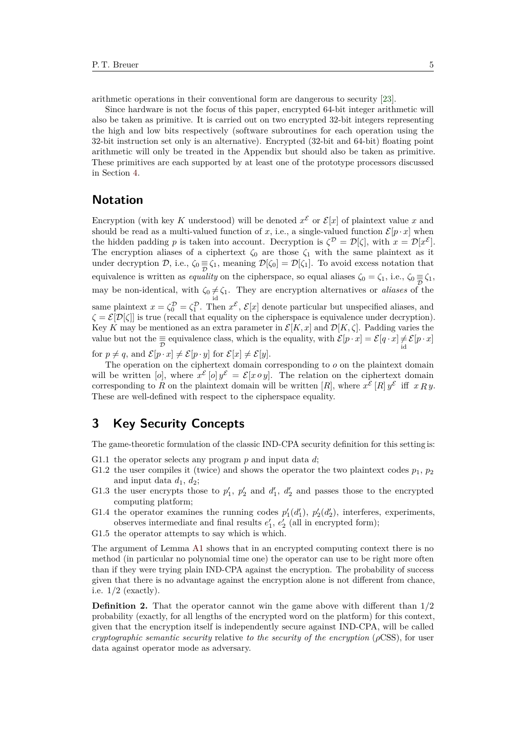arithmetic operations in their conventional form are dangerous to security [23].

Since hardware is not the focus of this paper, encrypted 64-bit integer arithmetic will also be taken as primitive. It is carried out on two encrypted 32-bit integers representing the high and low bits respectively (software subroutines for each operation using the 32-bit instruction set only is an alternative). Encrypted (32-bit and 64-bit) floating point arithmetic will only be treated in the Appendix but should also be taken as primitive. These primitives are each supported by at least one of the prototype processors discussed in Section 4.

## Notation

Encryption (with key $K$ understood) will be denoted $x^{\mathcal{E}}$ or $\mathcal{E}[x]$ of plaintext value $x$ and should be read as a multi-valued function of $x$, i.e., a single-valued function $\mathcal{E}[p \cdot x]$ when the hidden padding $p$ is taken into account. Decryption is $\zeta^{\mathcal{D}} = \mathcal{D}[\zeta]$, with $x = \mathcal{D}[x^{\mathcal{E}}]$. The encryption aliases of a ciphertext $\zeta_0$ are those $\zeta_1$ with the same plaintext as it under decryption $\mathcal{D}$, i.e., $\zeta_0 \underset{\mathcal{D}}{\equiv} \zeta_1$, meaning $\mathcal{D}[\zeta_0] = \mathcal{D}[\zeta_1]$. To avoid excess notation that equivalence is written as *equality* on the cipherspace, so equal aliases $\zeta_0 = \zeta_1$, i.e., $\zeta_0 \underset{\mathcal{D}}{\equiv} \zeta_1$, may be non-identical, with $\zeta_0 \underset{\text{id}}{\neq} \zeta_1$. They are encryption alternatives or *aliases* of the same plaintext $x = \zeta_0^{\mathcal{D}} = \zeta_1^{\mathcal{D}}$. Then $x^{\mathcal{E}}$, $\mathcal{E}[x]$ denote particular but unspecified aliases, and $\zeta = \mathcal{E}[\mathcal{D}[\zeta]]$ is true (recall that equality on the cipherspace is equivalence under decryption). Key $K$ may be mentioned as an extra parameter in $\mathcal{E}[K, x]$ and $\mathcal{D}[K, \zeta]$. Padding varies the value but not the $\underset{\mathcal{D}}{\equiv}$ equivalence class, which is the equality, with $\mathcal{E}[p \cdot x] = \mathcal{E}[q \cdot x] \underset{\text{id}}{\neq} \mathcal{E}[p \cdot x]$ for $p \neq q$, and $\mathcal{E}[p \cdot x] \neq \mathcal{E}[p \cdot y]$ for $\mathcal{E}[x] \neq \mathcal{E}[y]$.

The operation on the ciphertext domain corresponding to $o$ on the plaintext domain will be written $[o]$, where $x^{\mathcal{E}} \, [o] \, y^{\mathcal{E}} = \mathcal{E}[x \, o \, y]$. The relation on the ciphertext domain corresponding to $R$ on the plaintext domain will be written $[R]$, where $x^{\mathcal{E}} \, [R] \, y^{\mathcal{E}}$ iff $x \, R \, y$. These are well-defined with respect to the cipherspace equality.

# 3 Key Security Concepts

The game-theoretic formulation of the classic IND-CPA security definition for this setting is:

G1.1 the operator selects any program $p$ and input data $d$;

G1.2 the user compiles it (twice) and shows the operator the two plaintext codes $p_1$, $p_2$ and input data $d_1$, $d_2$;

G1.3 the user encrypts those to $p_1'$, $p_2'$ and $d_1'$, $d_2'$ and passes those to the encrypted computing platform;

G1.4 the operator examines the running codes $p_1'(d_1')$, $p_2'(d_2')$, interferes, experiments, observes intermediate and final results $e_1'$, $e_2'$ (all in encrypted form);

G1.5 the operator attempts to say which is which.

The argument of Lemma A1 shows that in an encrypted computing context there is no method (in particular no polynomial time one) the operator can use to be right more often than if they were trying plain IND-CPA against the encryption. The probability of success given that there is no advantage against the encryption alone is not different from chance, i.e. 1/2 (exactly).

**Definition 2.** That the operator cannot win the game above with different than 1/2 probability (exactly, for all lengths of the encrypted word on the platform) for this context, given that the encryption itself is independently secure against IND-CPA, will be called *cryptographic semantic security* relative *to the security of the encryption* ($\rho$CSS), for user data against operator mode as adversary.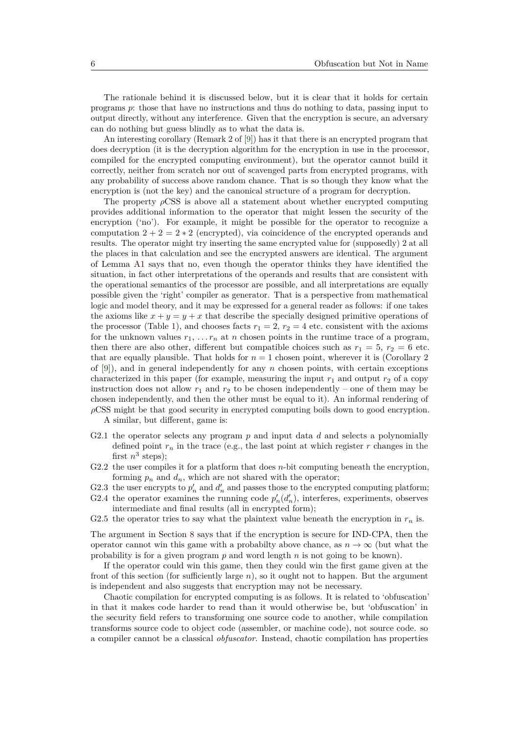The rationale behind it is discussed below, but it is clear that it holds for certain programs $p$: those that have no instructions and thus do nothing to data, passing input to output directly, without any interference. Given that the encryption is secure, an adversary can do nothing but guess blindly as to what the data is.

An interesting corollary (Remark 2 of [9]) has it that there is an encrypted program that does decryption (it is the decryption algorithm for the encryption in use in the processor, compiled for the encrypted computing environment), but the operator cannot build it correctly, neither from scratch nor out of scavenged parts from encrypted programs, with any probability of success above random chance. That is so though they know what the encryption is (not the key) and the canonical structure of a program for decryption.

The property $\rho$CSS is above all a statement about whether encrypted computing provides additional information to the operator that might lessen the security of the encryption ('no'). For example, it might be possible for the operator to recognize a computation $2+2=2*2$ (encrypted), via coincidence of the encrypted operands and results. The operator might try inserting the same encrypted value for (supposedly) 2 at all the places in that calculation and see the encrypted answers are identical. The argument of Lemma A1 says that no, even though the operator thinks they have identified the situation, in fact other interpretations of the operands and results that are consistent with the operational semantics of the processor are possible, and all interpretations are equally possible given the 'right' compiler as generator. That is a perspective from mathematical logic and model theory, and it may be expressed for a general reader as follows: if one takes the axioms like $x+y=y+x$ that describe the specially designed primitive operations of the processor (Table 1), and chooses facts $r_1=2$, $r_2=4$ etc. consistent with the axioms for the unknown values $r_1, \ldots r_n$ at $n$ chosen points in the runtime trace of a program, then there are also other, different but compatible choices such as $r_1=5$, $r_2=6$ etc. that are equally plausible. That holds for $n=1$ chosen point, wherever it is (Corollary 2 of [9]), and in general independently for any $n$ chosen points, with certain exceptions characterized in this paper (for example, measuring the input $r_1$ and output $r_2$ of a copy instruction does not allow $r_1$ and $r_2$ to be chosen independently – one of them may be chosen independently, and then the other must be equal to it). An informal rendering of $\rho$CSS might be that good security in encrypted computing boils down to good encryption.

A similar, but different, game is:

- G2.1 the operator selects any program $p$ and input data $d$ and selects a polynomially defined point $r_n$ in the trace (e.g., the last point at which register $r$ changes in the first $n^3$ steps);
- G2.2 the user compiles it for a platform that does $n$-bit computing beneath the encryption, forming $p_n$ and $d_n$, which are not shared with the operator;
- G2.3 the user encrypts to $p'_n$ and $d'_n$ and passes those to the encrypted computing platform;
- G2.4 the operator examines the running code $p'_n(d'_n)$, interferes, experiments, observes intermediate and final results (all in encrypted form);
- G2.5 the operator tries to say what the plaintext value beneath the encryption in $r_n$ is.

The argument in Section 8 says that if the encryption is secure for IND-CPA, then the operator cannot win this game with a probabilty above chance, as $n \to \infty$ (but what the probability is for a given program $p$ and word length $n$ is not going to be known).

If the operator could win this game, then they could win the first game given at the front of this section (for sufficiently large $n$), so it ought not to happen. But the argument is independent and also suggests that encryption may not be necessary.

Chaotic compilation for encrypted computing is as follows. It is related to 'obfuscation' in that it makes code harder to read than it would otherwise be, but 'obfuscation' in the security field refers to transforming one source code to another, while compilation transforms source code to object code (assembler, or machine code), not source code. so a compiler cannot be a classical *obfuscator*. Instead, chaotic compilation has properties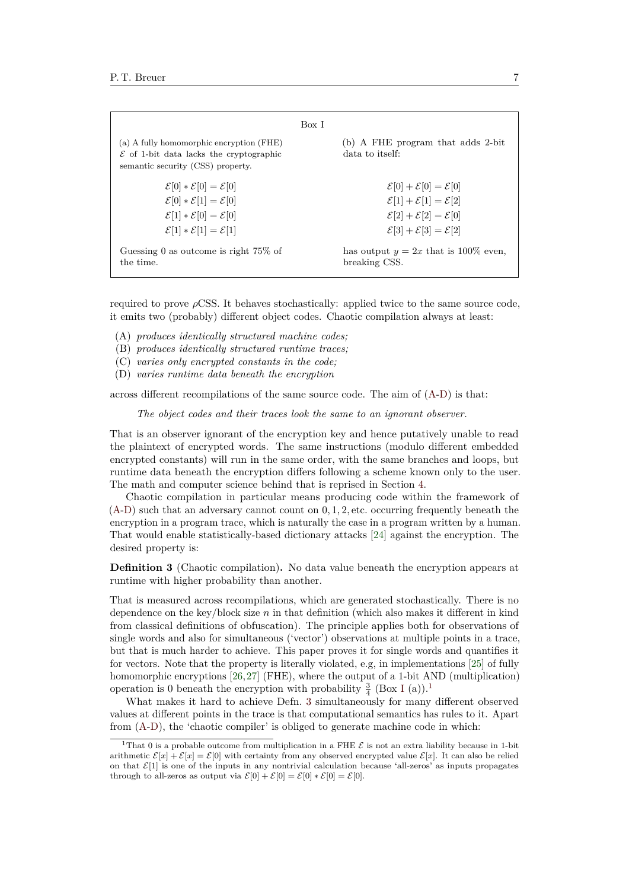**Box I**

| (a) A fully homomorphic encryption (FHE) $\mathcal{E}$ of 1-bit data lacks the cryptographic semantic security (CSS) property. | (b) A FHE program that adds 2-bit data to itself: |
|---|---|
| $\mathcal{E}[0] * \mathcal{E}[0] = \mathcal{E}[0]$ | $\mathcal{E}[0] + \mathcal{E}[0] = \mathcal{E}[0]$ |
| $\mathcal{E}[0] * \mathcal{E}[1] = \mathcal{E}[0]$ | $\mathcal{E}[1] + \mathcal{E}[1] = \mathcal{E}[2]$ |
| $\mathcal{E}[1] * \mathcal{E}[0] = \mathcal{E}[0]$ | $\mathcal{E}[2] + \mathcal{E}[2] = \mathcal{E}[0]$ |
| $\mathcal{E}[1] * \mathcal{E}[1] = \mathcal{E}[1]$ | $\mathcal{E}[3] + \mathcal{E}[3] = \mathcal{E}[2]$ |
| Guessing 0 as outcome is right 75% of the time. | has output $y = 2x$ that is 100% even, breaking CSS. |

required to prove $\rho$CSS. It behaves stochastically: applied twice to the same source code, it emits two (probably) different object codes. Chaotic compilation always at least:

(A) *produces identically structured machine codes;*
(B) *produces identically structured runtime traces;*
(C) *varies only encrypted constants in the code;*
(D) *varies runtime data beneath the encryption*

across different recompilations of the same source code. The aim of (A-D) is that:

> *The object codes and their traces look the same to an ignorant observer.*

That is an observer ignorant of the encryption key and hence putatively unable to read the plaintext of encrypted words. The same instructions (modulo different embedded encrypted constants) will run in the same order, with the same branches and loops, but runtime data beneath the encryption differs following a scheme known only to the user. The math and computer science behind that is reprised in Section 4.

Chaotic compilation in particular means producing code within the framework of (A-D) such that an adversary cannot count on $0, 1, 2,$ etc. occurring frequently beneath the encryption in a program trace, which is naturally the case in a program written by a human. That would enable statistically-based dictionary attacks [24] against the encryption. The desired property is:

**Definition 3** (Chaotic compilation)**.** No data value beneath the encryption appears at runtime with higher probability than another.

That is measured across recompilations, which are generated stochastically. There is no dependence on the key/block size $n$ in that definition (which also makes it different in kind from classical definitions of obfuscation). The principle applies both for observations of single words and also for simultaneous ('vector') observations at multiple points in a trace, but that is much harder to achieve. This paper proves it for single words and quantifies it for vectors. Note that the property is literally violated, e.g, in implementations [25] of fully homomorphic encryptions [26,27] (FHE), where the output of a 1-bit AND (multiplication) operation is 0 beneath the encryption with probability $\frac{3}{4}$ (Box I (a)).[1]

What makes it hard to achieve Defn. 3 simultaneously for many different observed values at different points in the trace is that computational semantics has rules to it. Apart from (A-D), the 'chaotic compiler' is obliged to generate machine code in which:

[1] That 0 is a probable outcome from multiplication in a FHE $\mathcal{E}$ is not an extra liability because in 1-bit arithmetic $\mathcal{E}[x] + \mathcal{E}[x] = \mathcal{E}[0]$ with certainty from any observed encrypted value $\mathcal{E}[x]$. It can also be relied on that $\mathcal{E}[1]$ is one of the inputs in any nontrivial calculation because 'all-zeros' as inputs propagates through to all-zeros as output via $\mathcal{E}[0] + \mathcal{E}[0] = \mathcal{E}[0] * \mathcal{E}[0] = \mathcal{E}[0]$.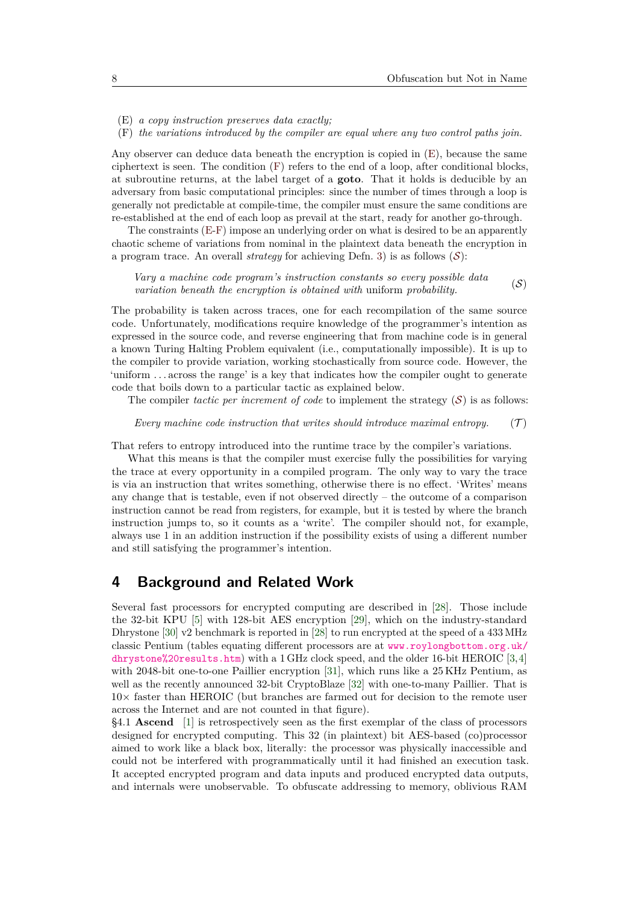(E) *a copy instruction preserves data exactly;*
(F) *the variations introduced by the compiler are equal where any two control paths join.*

Any observer can deduce data beneath the encryption is copied in (E), because the same ciphertext is seen. The condition (F) refers to the end of a loop, after conditional blocks, at subroutine returns, at the label target of a **goto**. That it holds is deducible by an adversary from basic computational principles: since the number of times through a loop is generally not predictable at compile-time, the compiler must ensure the same conditions are re-established at the end of each loop as prevail at the start, ready for another go-through.

The constraints (E-F) impose an underlying order on what is desired to be an apparently chaotic scheme of variations from nominal in the plaintext data beneath the encryption in a program trace. An overall *strategy* for achieving Defn. 3) is as follows ($\mathcal{S}$):

*Vary a machine code program's instruction constants so every possible data variation beneath the encryption is obtained with* uniform *probability.* ($\mathcal{S}$)

The probability is taken across traces, one for each recompilation of the same source code. Unfortunately, modifications require knowledge of the programmer's intention as expressed in the source code, and reverse engineering that from machine code is in general a known Turing Halting Problem equivalent (i.e., computationally impossible). It is up to the compiler to provide variation, working stochastically from source code. However, the 'uniform ... across the range' is a key that indicates how the compiler ought to generate code that boils down to a particular tactic as explained below.

The compiler *tactic per increment of code* to implement the strategy ($\mathcal{S}$) is as follows:

*Every machine code instruction that writes should introduce maximal entropy.* ($\mathcal{T}$)

That refers to entropy introduced into the runtime trace by the compiler's variations.

What this means is that the compiler must exercise fully the possibilities for varying the trace at every opportunity in a compiled program. The only way to vary the trace is via an instruction that writes something, otherwise there is no effect. 'Writes' means any change that is testable, even if not observed directly – the outcome of a comparison instruction cannot be read from registers, for example, but it is tested by where the branch instruction jumps to, so it counts as a 'write'. The compiler should not, for example, always use 1 in an addition instruction if the possibility exists of using a different number and still satisfying the programmer's intention.

## 4 Background and Related Work

Several fast processors for encrypted computing are described in [28]. Those include the 32-bit KPU [5] with 128-bit AES encryption [29], which on the industry-standard Dhrystone [30] v2 benchmark is reported in [28] to run encrypted at the speed of a 433 MHz classic Pentium (tables equating different processors are at www.roylongbottom.org.uk/dhrystone%20results.htm) with a 1 GHz clock speed, and the older 16-bit HEROIC [3,4] with 2048-bit one-to-one Paillier encryption [31], which runs like a 25 KHz Pentium, as well as the recently announced 32-bit CryptoBlaze [32] with one-to-many Paillier. That is 10× faster than HEROIC (but branches are farmed out for decision to the remote user across the Internet and are not counted in that figure).

§4.1 **Ascend** [1] is retrospectively seen as the first exemplar of the class of processors designed for encrypted computing. This 32 (in plaintext) bit AES-based (co)processor aimed to work like a black box, literally: the processor was physically inaccessible and could not be interfered with programmatically until it had finished an execution task. It accepted encrypted program and data inputs and produced encrypted data outputs, and internals were unobservable. To obfuscate addressing to memory, oblivious RAM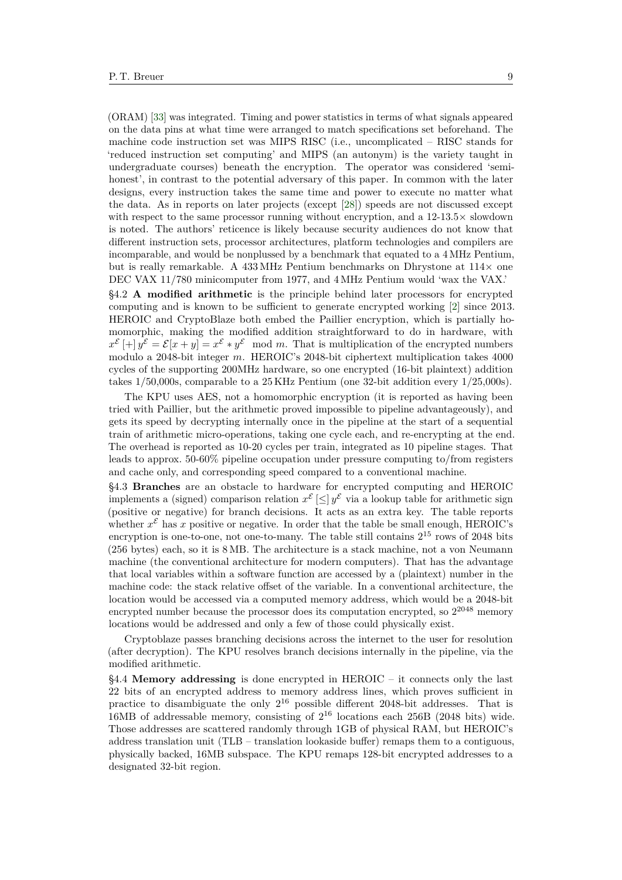(ORAM) [33] was integrated. Timing and power statistics in terms of what signals appeared on the data pins at what time were arranged to match specifications set beforehand. The machine code instruction set was MIPS RISC (i.e., uncomplicated – RISC stands for 'reduced instruction set computing' and MIPS (an autonym) is the variety taught in undergraduate courses) beneath the encryption. The operator was considered 'semi-honest', in contrast to the potential adversary of this paper. In common with the later designs, every instruction takes the same time and power to execute no matter what the data. As in reports on later projects (except [28]) speeds are not discussed except with respect to the same processor running without encryption, and a 12-13.5× slowdown is noted. The authors' reticence is likely because security audiences do not know that different instruction sets, processor architectures, platform technologies and compilers are incomparable, and would be nonplussed by a benchmark that equated to a 4 MHz Pentium, but is really remarkable. A 433 MHz Pentium benchmarks on Dhrystone at 114× one DEC VAX 11/780 minicomputer from 1977, and 4 MHz Pentium would 'wax the VAX.'

§4.2 **A modified arithmetic** is the principle behind later processors for encrypted computing and is known to be sufficient to generate encrypted working [2] since 2013. HEROIC and CryptoBlaze both embed the Paillier encryption, which is partially homomorphic, making the modified addition straightforward to do in hardware, with $x^{\mathcal{E}}\,[+]\,y^{\mathcal{E}} = \mathcal{E}[x+y] = x^{\mathcal{E}} * y^{\mathcal{E}} \mod m$. That is multiplication of the encrypted numbers modulo a 2048-bit integer $m$. HEROIC's 2048-bit ciphertext multiplication takes 4000 cycles of the supporting 200MHz hardware, so one encrypted (16-bit plaintext) addition takes 1/50,000s, comparable to a 25 KHz Pentium (one 32-bit addition every 1/25,000s).

The KPU uses AES, not a homomorphic encryption (it is reported as having been tried with Paillier, but the arithmetic proved impossible to pipeline advantageously), and gets its speed by decrypting internally once in the pipeline at the start of a sequential train of arithmetic micro-operations, taking one cycle each, and re-encrypting at the end. The overhead is reported as 10-20 cycles per train, integrated as 10 pipeline stages. That leads to approx. 50-60% pipeline occupation under pressure computing to/from registers and cache only, and corresponding speed compared to a conventional machine.

§4.3 **Branches** are an obstacle to hardware for encrypted computing and HEROIC implements a (signed) comparison relation $x^{\mathcal{E}}\,[\le]\,y^{\mathcal{E}}$ via a lookup table for arithmetic sign (positive or negative) for branch decisions. It acts as an extra key. The table reports whether $x^{\mathcal{E}}$ has $x$ positive or negative. In order that the table be small enough, HEROIC's encryption is one-to-one, not one-to-many. The table still contains $2^{15}$ rows of 2048 bits (256 bytes) each, so it is 8 MB. The architecture is a stack machine, not a von Neumann machine (the conventional architecture for modern computers). That has the advantage that local variables within a software function are accessed by a (plaintext) number in the machine code: the stack relative offset of the variable. In a conventional architecture, the location would be accessed via a computed memory address, which would be a 2048-bit encrypted number because the processor does its computation encrypted, so $2^{2048}$ memory locations would be addressed and only a few of those could physically exist.

Cryptoblaze passes branching decisions across the internet to the user for resolution (after decryption). The KPU resolves branch decisions internally in the pipeline, via the modified arithmetic.

§4.4 **Memory addressing** is done encrypted in HEROIC – it connects only the last 22 bits of an encrypted address to memory address lines, which proves sufficient in practice to disambiguate the only $2^{16}$ possible different 2048-bit addresses. That is 16MB of addressable memory, consisting of $2^{16}$ locations each 256B (2048 bits) wide. Those addresses are scattered randomly through 1GB of physical RAM, but HEROIC's address translation unit (TLB – translation lookaside buffer) remaps them to a contiguous, physically backed, 16MB subspace. The KPU remaps 128-bit encrypted addresses to a designated 32-bit region.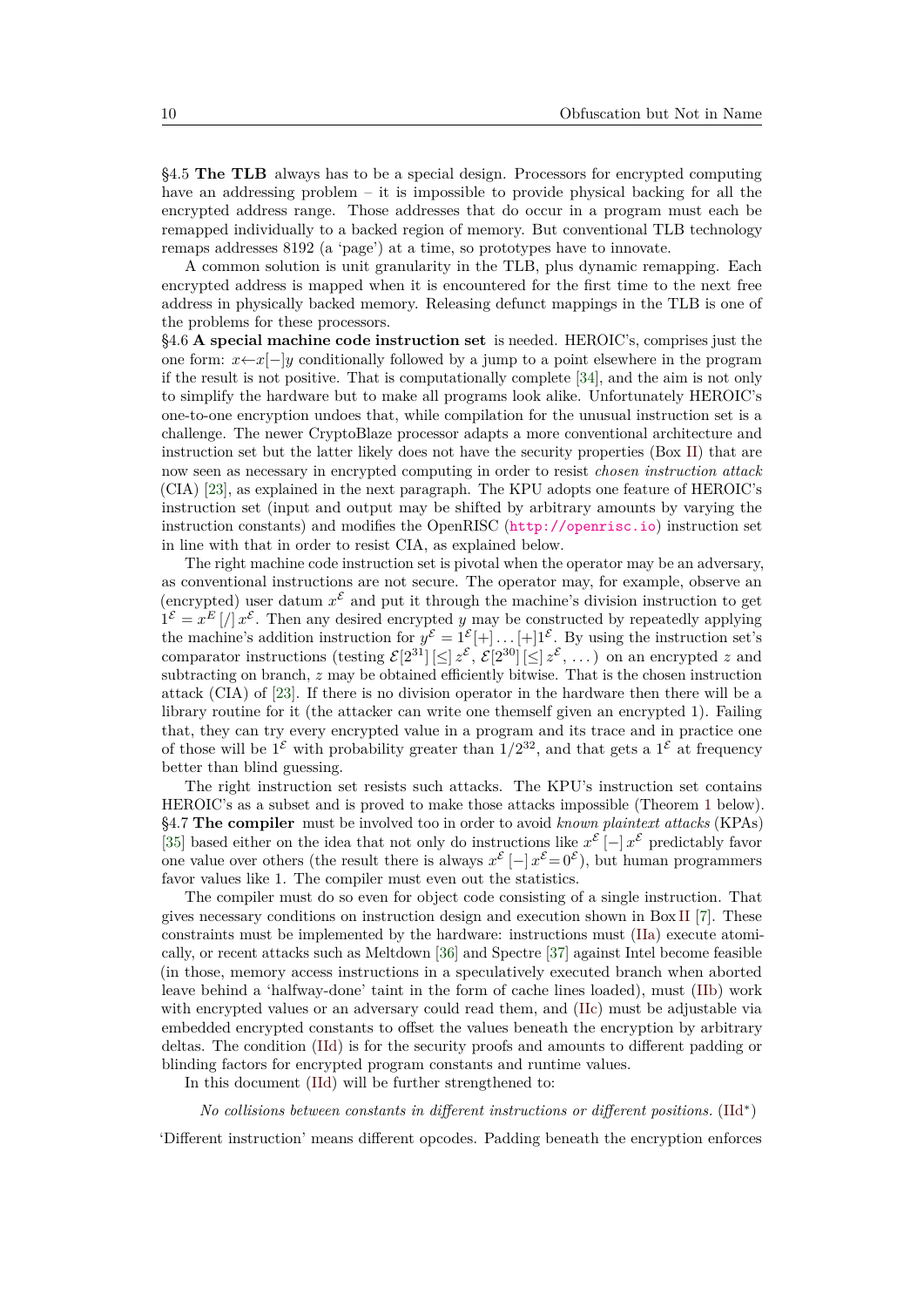§4.5 **The TLB** always has to be a special design. Processors for encrypted computing have an addressing problem – it is impossible to provide physical backing for all the encrypted address range. Those addresses that do occur in a program must each be remapped individually to a backed region of memory. But conventional TLB technology remaps addresses 8192 (a 'page') at a time, so prototypes have to innovate.

A common solution is unit granularity in the TLB, plus dynamic remapping. Each encrypted address is mapped when it is encountered for the first time to the next free address in physically backed memory. Releasing defunct mappings in the TLB is one of the problems for these processors.

§4.6 **A special machine code instruction set** is needed. HEROIC's, comprises just the one form: $x \leftarrow x[-]y$ conditionally followed by a jump to a point elsewhere in the program if the result is not positive. That is computationally complete [34], and the aim is not only to simplify the hardware but to make all programs look alike. Unfortunately HEROIC's one-to-one encryption undoes that, while compilation for the unusual instruction set is a challenge. The newer CryptoBlaze processor adapts a more conventional architecture and instruction set but the latter likely does not have the security properties (Box II) that are now seen as necessary in encrypted computing in order to resist *chosen instruction attack* (CIA) [23], as explained in the next paragraph. The KPU adopts one feature of HEROIC's instruction set (input and output may be shifted by arbitrary amounts by varying the instruction constants) and modifies the OpenRISC (http://openrisc.io) instruction set in line with that in order to resist CIA, as explained below.

The right machine code instruction set is pivotal when the operator may be an adversary, as conventional instructions are not secure. The operator may, for example, observe an (encrypted) user datum $x^{\mathcal{E}}$ and put it through the machine's division instruction to get $1^{\mathcal{E}} = x^{E}\,[/]\,x^{\mathcal{E}}$. Then any desired encrypted $y$ may be constructed by repeatedly applying the machine's addition instruction for $y^{\mathcal{E}} = 1^{\mathcal{E}}[+]\dots[+]1^{\mathcal{E}}$. By using the instruction set's comparator instructions (testing $\mathcal{E}[2^{31}]\,[\leq]\,z^{\mathcal{E}}$, $\mathcal{E}[2^{30}]\,[\leq]\,z^{\mathcal{E}}, \dots$) on an encrypted $z$ and subtracting on branch, $z$ may be obtained efficiently bitwise. That is the chosen instruction attack (CIA) of [23]. If there is no division operator in the hardware then there will be a library routine for it (the attacker can write one themself given an encrypted 1). Failing that, they can try every encrypted value in a program and its trace and in practice one of those will be $1^{\mathcal{E}}$ with probability greater than $1/2^{32}$, and that gets a $1^{\mathcal{E}}$ at frequency better than blind guessing.

The right instruction set resists such attacks. The KPU's instruction set contains HEROIC's as a subset and is proved to make those attacks impossible (Theorem 1 below).

§4.7 **The compiler** must be involved too in order to avoid *known plaintext attacks* (KPAs) [35] based either on the idea that not only do instructions like $x^{\mathcal{E}}\,[-]\,x^{\mathcal{E}}$ predictably favor one value over others (the result there is always $x^{\mathcal{E}}\,[-]\,x^{\mathcal{E}} = 0^{\mathcal{E}}$), but human programmers favor values like 1. The compiler must even out the statistics.

The compiler must do so even for object code consisting of a single instruction. That gives necessary conditions on instruction design and execution shown in Box II [7]. These constraints must be implemented by the hardware: instructions must (IIa) execute atomically, or recent attacks such as Meltdown [36] and Spectre [37] against Intel become feasible (in those, memory access instructions in a speculatively executed branch when aborted leave behind a 'halfway-done' taint in the form of cache lines loaded), must (IIb) work with encrypted values or an adversary could read them, and (IIc) must be adjustable via embedded encrypted constants to offset the values beneath the encryption by arbitrary deltas. The condition (IId) is for the security proofs and amounts to different padding or blinding factors for encrypted program constants and runtime values.

In this document (IId) will be further strengthened to:

*No collisions between constants in different instructions or different positions.* (IId*)

'Different instruction' means different opcodes. Padding beneath the encryption enforces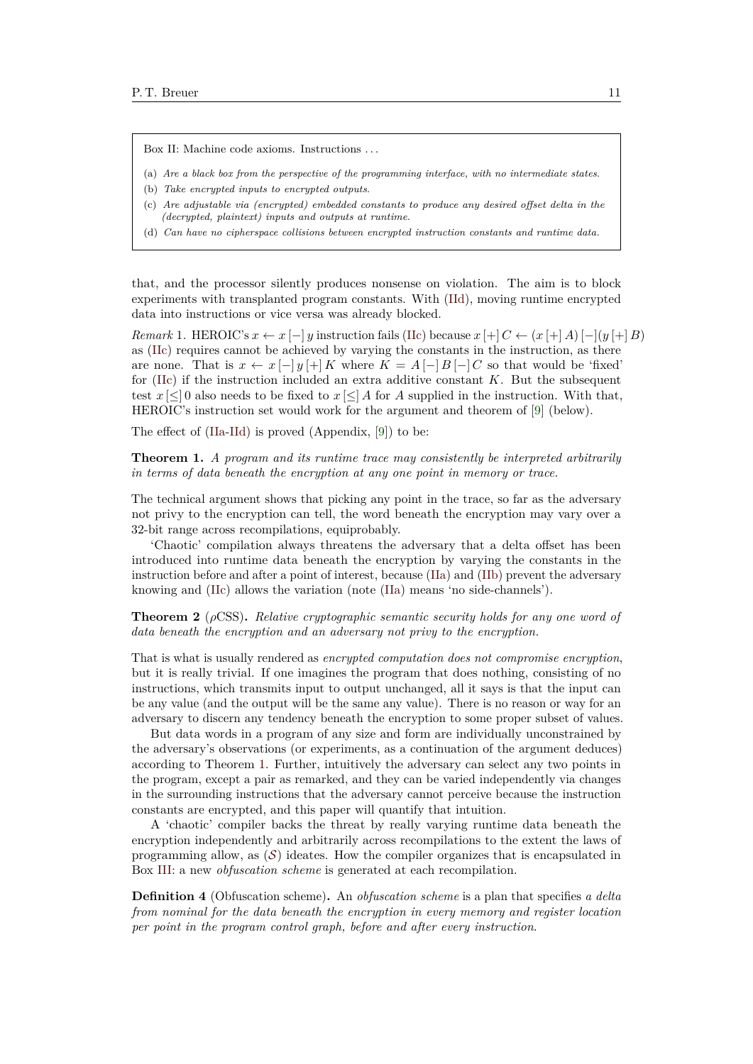Box II: Machine code axioms. Instructions ...

(a) *Are a black box from the perspective of the programming interface, with no intermediate states.*
(b) *Take encrypted inputs to encrypted outputs.*
(c) *Are adjustable via (encrypted) embedded constants to produce any desired offset delta in the (decrypted, plaintext) inputs and outputs at runtime.*
(d) *Can have no cipherspace collisions between encrypted instruction constants and runtime data.*

that, and the processor silently produces nonsense on violation. The aim is to block experiments with transplanted program constants. With (IId), moving runtime encrypted data into instructions or vice versa was already blocked.

*Remark* 1. HEROIC's $x \leftarrow x\,[-]\,y$ instruction fails (IIc) because $x\,[+]\,C \leftarrow (x\,[+]\,A)\,[-](y\,[+]\,B)$ as (IIc) requires cannot be achieved by varying the constants in the instruction, as there are none. That is $x \leftarrow x\,[-]\,y\,[+]\,K$ where $K = A\,[-]\,B\,[-]\,C$ so that would be 'fixed' for (IIc) if the instruction included an extra additive constant $K$. But the subsequent test $x\,[\leq]\,0$ also needs to be fixed to $x\,[\leq]\,A$ for $A$ supplied in the instruction. With that, HEROIC's instruction set would work for the argument and theorem of [9] (below).

The effect of (IIa-IId) is proved (Appendix, [9]) to be:

**Theorem 1.** *A program and its runtime trace may consistently be interpreted arbitrarily in terms of data beneath the encryption at any one point in memory or trace.*

The technical argument shows that picking any point in the trace, so far as the adversary not privy to the encryption can tell, the word beneath the encryption may vary over a 32-bit range across recompilations, equiprobably.

'Chaotic' compilation always threatens the adversary that a delta offset has been introduced into runtime data beneath the encryption by varying the constants in the instruction before and after a point of interest, because (IIa) and (IIb) prevent the adversary knowing and (IIc) allows the variation (note (IIa) means 'no side-channels').

**Theorem 2** ($\rho$CSS)**.** *Relative cryptographic semantic security holds for any one word of data beneath the encryption and an adversary not privy to the encryption.*

That is what is usually rendered as *encrypted computation does not compromise encryption*, but it is really trivial. If one imagines the program that does nothing, consisting of no instructions, which transmits input to output unchanged, all it says is that the input can be any value (and the output will be the same any value). There is no reason or way for an adversary to discern any tendency beneath the encryption to some proper subset of values.

But data words in a program of any size and form are individually unconstrained by the adversary's observations (or experiments, as a continuation of the argument deduces) according to Theorem 1. Further, intuitively the adversary can select any two points in the program, except a pair as remarked, and they can be varied independently via changes in the surrounding instructions that the adversary cannot perceive because the instruction constants are encrypted, and this paper will quantify that intuition.

A 'chaotic' compiler backs the threat by really varying runtime data beneath the encryption independently and arbitrarily across recompilations to the extent the laws of programming allow, as ($\mathcal{S}$) ideates. How the compiler organizes that is encapsulated in Box III: a new *obfuscation scheme* is generated at each recompilation.

**Definition 4** (Obfuscation scheme)**.** An *obfuscation scheme* is a plan that specifies *a delta from nominal for the data beneath the encryption in every memory and register location per point in the program control graph, before and after every instruction.*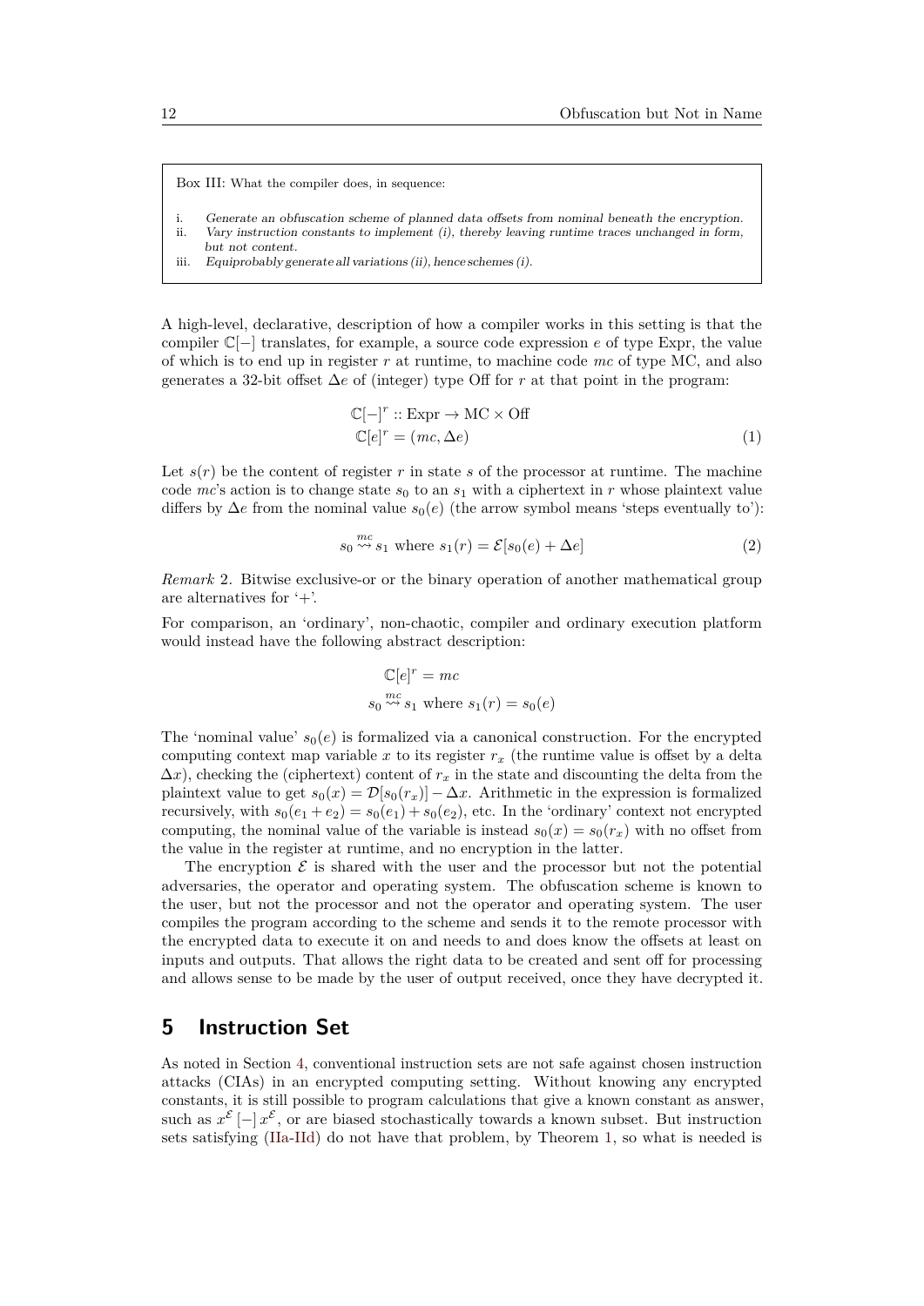Box III: What the compiler does, in sequence:

i. *Generate an obfuscation scheme of planned data offsets from nominal beneath the encryption.*
ii. *Vary instruction constants to implement (i), thereby leaving runtime traces unchanged in form, but not content.*
iii. *Equiprobably generate all variations (ii), hence schemes (i).*

A high-level, declarative, description of how a compiler works in this setting is that the compiler $\mathbb{C}[-]$ translates, for example, a source code expression $e$ of type Expr, the value of which is to end up in register $r$ at runtime, to machine code $mc$ of type MC, and also generates a 32-bit offset $\Delta e$ of (integer) type Off for $r$ at that point in the program:

$$
\begin{aligned}
&\mathbb{C}[-]^r :: \text{Expr} \rightarrow \text{MC} \times \text{Off} \\
&\mathbb{C}[e]^r = (mc, \Delta e)
\end{aligned} \tag{1}
$$

Let $s(r)$ be the content of register $r$ in state $s$ of the processor at runtime. The machine code $mc$'s action is to change state $s_0$ to an $s_1$ with a ciphertext in $r$ whose plaintext value differs by $\Delta e$ from the nominal value $s_0(e)$ (the arrow symbol means 'steps eventually to'):

$$
s_0 \overset{mc}{\rightsquigarrow} s_1 \text{ where } s_1(r) = \mathcal{E}[s_0(e) + \Delta e] \tag{2}
$$

*Remark* 2. Bitwise exclusive-or or the binary operation of another mathematical group are alternatives for '+'.

For comparison, an 'ordinary', non-chaotic, compiler and ordinary execution platform would instead have the following abstract description:

$$
\begin{aligned}
\mathbb{C}[e]^r &= mc \\
s_0 \overset{mc}{\rightsquigarrow} s_1 &\text{ where } s_1(r) = s_0(e)
\end{aligned}
$$

The 'nominal value' $s_0(e)$ is formalized via a canonical construction. For the encrypted computing context map variable $x$ to its register $r_x$ (the runtime value is offset by a delta $\Delta x$), checking the (ciphertext) content of $r_x$ in the state and discounting the delta from the plaintext value to get $s_0(x) = \mathcal{D}[s_0(r_x)] - \Delta x$. Arithmetic in the expression is formalized recursively, with $s_0(e_1 + e_2) = s_0(e_1) + s_0(e_2)$, etc. In the 'ordinary' context not encrypted computing, the nominal value of the variable is instead $s_0(x) = s_0(r_x)$ with no offset from the value in the register at runtime, and no encryption in the latter.

The encryption $\mathcal{E}$ is shared with the user and the processor but not the potential adversaries, the operator and operating system. The obfuscation scheme is known to the user, but not the processor and not the operator and operating system. The user compiles the program according to the scheme and sends it to the remote processor with the encrypted data to execute it on and needs to and does know the offsets at least on inputs and outputs. That allows the right data to be created and sent off for processing and allows sense to be made by the user of output received, once they have decrypted it.

## 5 Instruction Set

As noted in Section 4, conventional instruction sets are not safe against chosen instruction attacks (CIAs) in an encrypted computing setting. Without knowing any encrypted constants, it is still possible to program calculations that give a known constant as answer, such as $x^{\mathcal{E}} \, [-] \, x^{\mathcal{E}}$, or are biased stochastically towards a known subset. But instruction sets satisfying (IIa-IId) do not have that problem, by Theorem 1, so what is needed is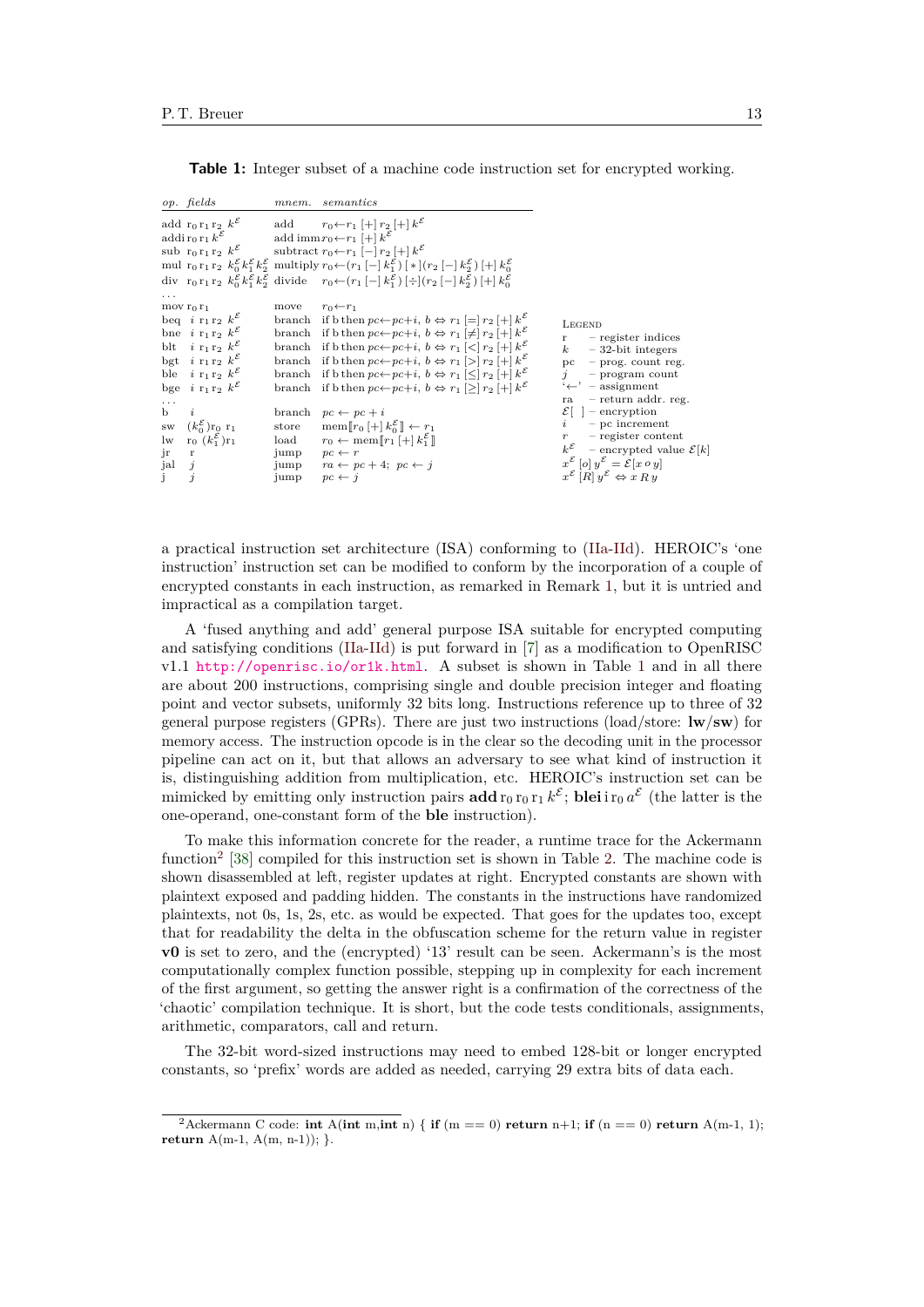**Table 1:** Integer subset of a machine code instruction set for encrypted working.

| *op.* | *fields* | *mnem.* | *semantics* |
|---|---|---|---|
| add | $r_0\, r_1\, r_2\ k^{\mathcal{E}}$ | add | $r_0 \leftarrow r_1\ [+]\ r_2\ [+]\ k^{\mathcal{E}}$ |
| addi | $r_0\, r_1\, k^{\mathcal{E}}$ | add imm | $r_0 \leftarrow r_1\ [+]\ k^{\mathcal{E}}$ |
| sub | $r_0\, r_1\, r_2\ k^{\mathcal{E}}$ | subtract | $r_0 \leftarrow r_1\ [-]\ r_2\ [+]\ k^{\mathcal{E}}$ |
| mul | $r_0\, r_1\, r_2\ k_0^{\mathcal{E}} k_1^{\mathcal{E}} k_2^{\mathcal{E}}$ | multiply | $r_0 \leftarrow (r_1\ [-]\ k_1^{\mathcal{E}})\ [*] (r_2\ [-]\ k_2^{\mathcal{E}})\ [+]\ k_0^{\mathcal{E}}$ |
| div | $r_0\, r_1\, r_2\ k_0^{\mathcal{E}} k_1^{\mathcal{E}} k_2^{\mathcal{E}}$ | divide | $r_0 \leftarrow (r_1\ [-]\ k_1^{\mathcal{E}})\ [\div] (r_2\ [-]\ k_2^{\mathcal{E}})\ [+]\ k_0^{\mathcal{E}}$ |
| ... | | | |
| mov | $r_0\, r_1$ | move | $r_0 \leftarrow r_1$ |
| beq | $i\ r_1\, r_2\ k^{\mathcal{E}}$ | branch | if b then $pc \leftarrow pc + i,\ b \Leftrightarrow r_1\ [=]\ r_2\ [+]\ k^{\mathcal{E}}$ |
| bne | $i\ r_1\, r_2\ k^{\mathcal{E}}$ | branch | if b then $pc \leftarrow pc + i,\ b \Leftrightarrow r_1\ [\neq]\ r_2\ [+]\ k^{\mathcal{E}}$ |
| blt | $i\ r_1\, r_2\ k^{\mathcal{E}}$ | branch | if b then $pc \leftarrow pc + i,\ b \Leftrightarrow r_1\ [<]\ r_2\ [+]\ k^{\mathcal{E}}$ |
| bgt | $i\ r_1\, r_2\ k^{\mathcal{E}}$ | branch | if b then $pc \leftarrow pc + i,\ b \Leftrightarrow r_1\ [>]\ r_2\ [+]\ k^{\mathcal{E}}$ |
| ble | $i\ r_1\, r_2\ k^{\mathcal{E}}$ | branch | if b then $pc \leftarrow pc + i,\ b \Leftrightarrow r_1\ [\leq]\ r_2\ [+]\ k^{\mathcal{E}}$ |
| bge | $i\ r_1\, r_2\ k^{\mathcal{E}}$ | branch | if b then $pc \leftarrow pc + i,\ b \Leftrightarrow r_1\ [\geq]\ r_2\ [+]\ k^{\mathcal{E}}$ |
| ... | | | |
| b | $i$ | branch | $pc \leftarrow pc + i$ |
| sw | $(k_0^{\mathcal{E}})r_0\ r_1$ | store | $\text{mem}[\![r_0\ [+]\ k_0^{\mathcal{E}}]\!] \leftarrow r_1$ |
| lw | $r_0\ (k_1^{\mathcal{E}})r_1$ | load | $r_0 \leftarrow \text{mem}[\![r_1\ [+]\ k_1^{\mathcal{E}}]\!]$ |
| jr | r | jump | $pc \leftarrow r$ |
| jal | $j$ | jump | $ra \leftarrow pc + 4;\ pc \leftarrow j$ |
| j | $j$ | jump | $pc \leftarrow j$ |

Legend

- r – register indices
- $k$ – 32-bit integers
- pc – prog. count reg.
- $j$ – program count
- '$\leftarrow$' – assignment
- ra – return addr. reg.
- $\mathcal{E}[\ ]$ – encryption
- $i$ – pc increment
- $r$ – register content
- $k^{\mathcal{E}}$ – encrypted value $\mathcal{E}[k]$
- $x^{\mathcal{E}}\ [o]\ y^{\mathcal{E}} = \mathcal{E}[x\ o\ y]$
- $x^{\mathcal{E}}\ [R]\ y^{\mathcal{E}} \Leftrightarrow x\ R\ y$

a practical instruction set architecture (ISA) conforming to (IIa-IId). HEROIC's 'one instruction' instruction set can be modified to conform by the incorporation of a couple of encrypted constants in each instruction, as remarked in Remark 1, but it is untried and impractical as a compilation target.

A 'fused anything and add' general purpose ISA suitable for encrypted computing and satisfying conditions (IIa-IId) is put forward in [7] as a modification to OpenRISC v1.1 http://openrisc.io/or1k.html. A subset is shown in Table 1 and in all there are about 200 instructions, comprising single and double precision integer and floating point and vector subsets, uniformly 32 bits long. Instructions reference up to three of 32 general purpose registers (GPRs). There are just two instructions (load/store: **lw**/**sw**) for memory access. The instruction opcode is in the clear so the decoding unit in the processor pipeline can act on it, but that allows an adversary to see what kind of instruction it is, distinguishing addition from multiplication, etc. HEROIC's instruction set can be mimicked by emitting only instruction pairs **add** $r_0\, r_0\, r_1\, k^{\mathcal{E}}$; **blei** i $r_0\, a^{\mathcal{E}}$ (the latter is the one-operand, one-constant form of the **ble** instruction).

To make this information concrete for the reader, a runtime trace for the Ackermann function[2] [38] compiled for this instruction set is shown in Table 2. The machine code is shown disassembled at left, register updates at right. Encrypted constants are shown with plaintext exposed and padding hidden. The constants in the instructions have randomized plaintexts, not 0s, 1s, 2s, etc. as would be expected. That goes for the updates too, except that for readability the delta in the obfuscation scheme for the return value in register **v0** is set to zero, and the (encrypted) '13' result can be seen. Ackermann's is the most computationally complex function possible, stepping up in complexity for each increment of the first argument, so getting the answer right is a confirmation of the correctness of the 'chaotic' compilation technique. It is short, but the code tests conditionals, assignments, arithmetic, comparators, call and return.

The 32-bit word-sized instructions may need to embed 128-bit or longer encrypted constants, so 'prefix' words are added as needed, carrying 29 extra bits of data each.

---

[2] Ackermann C code: **int** A(**int** m,**int** n) { **if** (m == 0) **return** n+1; **if** (n == 0) **return** A(m-1, 1); **return** A(m-1, A(m, n-1)); }.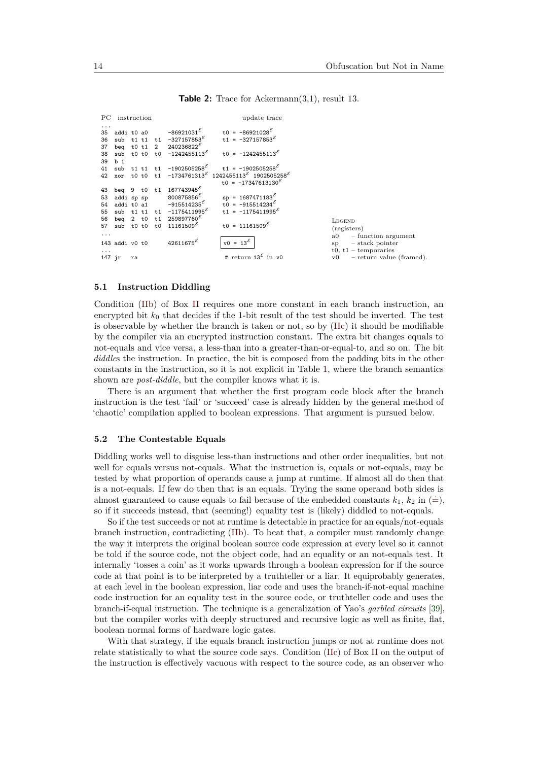**Table 2:** Trace for Ackermann(3,1), result 13.

| PC | instruction | | | | | update trace |
|---|---|---|---|---|---|---|
| ... | | | | | | |
| 35 | addi | t0 | a0 | | $-86921031^{\mathcal{E}}$ | t0 = $-86921028^{\mathcal{E}}$ |
| 36 | sub | t1 | t1 | t1 | $-327157853^{\mathcal{E}}$ | t1 = $-327157853^{\mathcal{E}}$ |
| 37 | beq | t0 | t1 | 2 | $240236822^{\mathcal{E}}$ | |
| 38 | sub | t0 | t0 | t0 | $-1242455113^{\mathcal{E}}$ | t0 = $-1242455113^{\mathcal{E}}$ |
| 39 | b | 1 | | | | |
| 41 | sub | t1 | t1 | t1 | $-1902505258^{\mathcal{E}}$ | t1 = $-1902505258^{\mathcal{E}}$ |
| 42 | xor | t0 | t0 | t1 | $-1734761313^{\mathcal{E}}$ | $1242455113^{\mathcal{E}}$ $1902505258^{\mathcal{E}}$ t0 = $-17347613130^{\mathcal{E}}$ |
| 43 | beq | 9 | t0 | t1 | $167743945^{\mathcal{E}}$ | |
| 53 | addi | sp | sp | | $800875856^{\mathcal{E}}$ | sp = $1687471183^{\mathcal{E}}$ |
| 54 | addi | t0 | a1 | | $-915514235^{\mathcal{E}}$ | t0 = $-915514234^{\mathcal{E}}$ |
| 55 | sub | t1 | t1 | t1 | $-1175411995^{\mathcal{E}}$ | t1 = $-1175411995^{\mathcal{E}}$ |
| 56 | beq | 2 | t0 | t1 | $259897760^{\mathcal{E}}$ | |
| 57 | sub | t0 | t0 | t0 | $11161509^{\mathcal{E}}$ | t0 = $11161509^{\mathcal{E}}$ |
| ... | | | | | | |
| 143 | addi | v0 | t0 | | $42611675^{\mathcal{E}}$ | v0 = $13^{\mathcal{E}}$ |
| ... | | | | | | |
| 147 | jr | ra | | | | # return $13^{\mathcal{E}}$ in v0 |

LEGEND (registers)
a0 – function argument
sp – stack pointer
t0, t1 – temporaries
v0 – return value (framed).

### 5.1 Instruction Diddling

Condition (IIb) of Box II requires one more constant in each branch instruction, an encrypted bit $k_0$ that decides if the 1-bit result of the test should be inverted. The test is observable by whether the branch is taken or not, so by (IIc) it should be modifiable by the compiler via an encrypted instruction constant. The extra bit changes equals to not-equals and vice versa, a less-than into a greater-than-or-equal-to, and so on. The bit *diddle*s the instruction. In practice, the bit is composed from the padding bits in the other constants in the instruction, so it is not explicit in Table 1, where the branch semantics shown are *post-diddle*, but the compiler knows what it is.

There is an argument that whether the first program code block after the branch instruction is the test 'fail' or 'succeed' case is already hidden by the general method of 'chaotic' compilation applied to boolean expressions. That argument is pursued below.

### 5.2 The Contestable Equals

Diddling works well to disguise less-than instructions and other order inequalities, but not well for equals versus not-equals. What the instruction is, equals or not-equals, may be tested by what proportion of operands cause a jump at runtime. If almost all do then that is a not-equals. If few do then that is an equals. Trying the same operand both sides is almost guaranteed to cause equals to fail because of the embedded constants $k_1$, $k_2$ in ($\doteq$), so if it succeeds instead, that (seeming!) equality test is (likely) diddled to not-equals.

So if the test succeeds or not at runtime is detectable in practice for an equals/not-equals branch instruction, contradicting (IIb). To beat that, a compiler must randomly change the way it interprets the original boolean source code expression at every level so it cannot be told if the source code, not the object code, had an equality or an not-equals test. It internally 'tosses a coin' as it works upwards through a boolean expression for if the source code at that point is to be interpreted by a truthteller or a liar. It equiprobably generates, at each level in the boolean expression, liar code and uses the branch-if-not-equal machine code instruction for an equality test in the source code, or truthteller code and uses the branch-if-equal instruction. The technique is a generalization of Yao's *garbled circuits* [39], but the compiler works with deeply structured and recursive logic as well as finite, flat, boolean normal forms of hardware logic gates.

With that strategy, if the equals branch instruction jumps or not at runtime does not relate statistically to what the source code says. Condition (IIc) of Box II on the output of the instruction is effectively vacuous with respect to the source code, as an observer who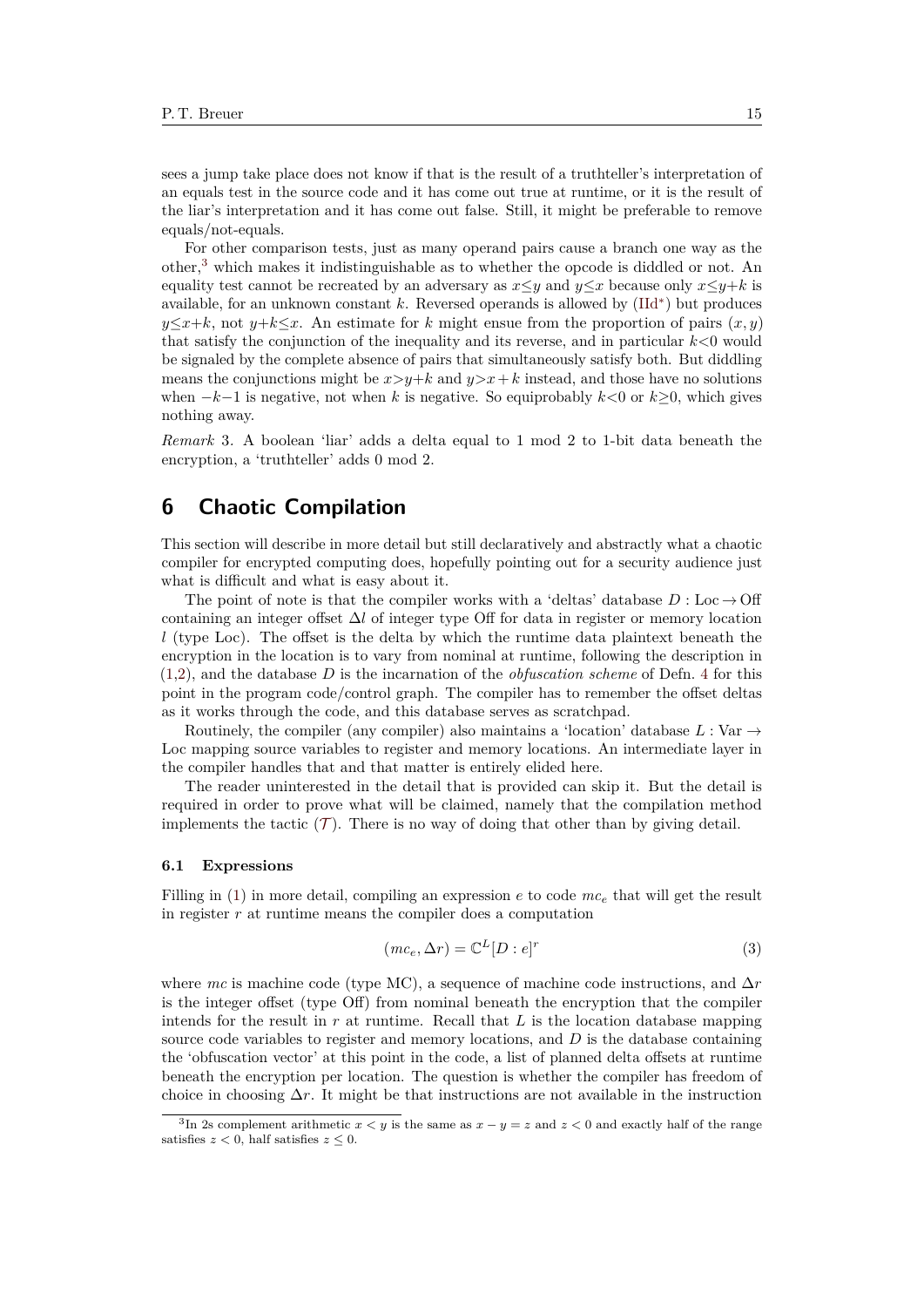sees a jump take place does not know if that is the result of a truthteller's interpretation of an equals test in the source code and it has come out true at runtime, or it is the result of the liar's interpretation and it has come out false. Still, it might be preferable to remove equals/not-equals.

For other comparison tests, just as many operand pairs cause a branch one way as the other,[3] which makes it indistinguishable as to whether the opcode is diddled or not. An equality test cannot be recreated by an adversary as $x \le y$ and $y \le x$ because only $x \le y+k$ is available, for an unknown constant $k$. Reversed operands is allowed by (IId*) but produces $y \le x+k$, not $y+k \le x$. An estimate for $k$ might ensue from the proportion of pairs $(x, y)$ that satisfy the conjunction of the inequality and its reverse, and in particular $k<0$ would be signaled by the complete absence of pairs that simultaneously satisfy both. But diddling means the conjunctions might be $x>y+k$ and $y>x+k$ instead, and those have no solutions when $-k-1$ is negative, not when $k$ is negative. So equiprobably $k<0$ or $k \ge 0$, which gives nothing away.

*Remark* 3. A boolean 'liar' adds a delta equal to 1 mod 2 to 1-bit data beneath the encryption, a 'truthteller' adds 0 mod 2.

# 6 Chaotic Compilation

This section will describe in more detail but still declaratively and abstractly what a chaotic compiler for encrypted computing does, hopefully pointing out for a security audience just what is difficult and what is easy about it.

The point of note is that the compiler works with a 'deltas' database $D : \mathrm{Loc} \to \mathrm{Off}$ containing an integer offset $\Delta l$ of integer type Off for data in register or memory location $l$ (type Loc). The offset is the delta by which the runtime data plaintext beneath the encryption in the location is to vary from nominal at runtime, following the description in (1,2), and the database $D$ is the incarnation of the *obfuscation scheme* of Defn. 4 for this point in the program code/control graph. The compiler has to remember the offset deltas as it works through the code, and this database serves as scratchpad.

Routinely, the compiler (any compiler) also maintains a 'location' database $L : \mathrm{Var} \to \mathrm{Loc}$ mapping source variables to register and memory locations. An intermediate layer in the compiler handles that and that matter is entirely elided here.

The reader uninterested in the detail that is provided can skip it. But the detail is required in order to prove what will be claimed, namely that the compilation method implements the tactic ($\mathcal{T}$). There is no way of doing that other than by giving detail.

### 6.1 Expressions

Filling in (1) in more detail, compiling an expression $e$ to code $mc_e$ that will get the result in register $r$ at runtime means the compiler does a computation

$$(mc_e, \Delta r) = \mathbb{C}^L[D : e]^r \tag{3}$$

where $mc$ is machine code (type MC), a sequence of machine code instructions, and $\Delta r$ is the integer offset (type Off) from nominal beneath the encryption that the compiler intends for the result in $r$ at runtime. Recall that $L$ is the location database mapping source code variables to register and memory locations, and $D$ is the database containing the 'obfuscation vector' at this point in the code, a list of planned delta offsets at runtime beneath the encryption per location. The question is whether the compiler has freedom of choice in choosing $\Delta r$. It might be that instructions are not available in the instruction

[3] In 2s complement arithmetic $x < y$ is the same as $x - y = z$ and $z < 0$ and exactly half of the range satisfies $z < 0$, half satisfies $z \le 0$.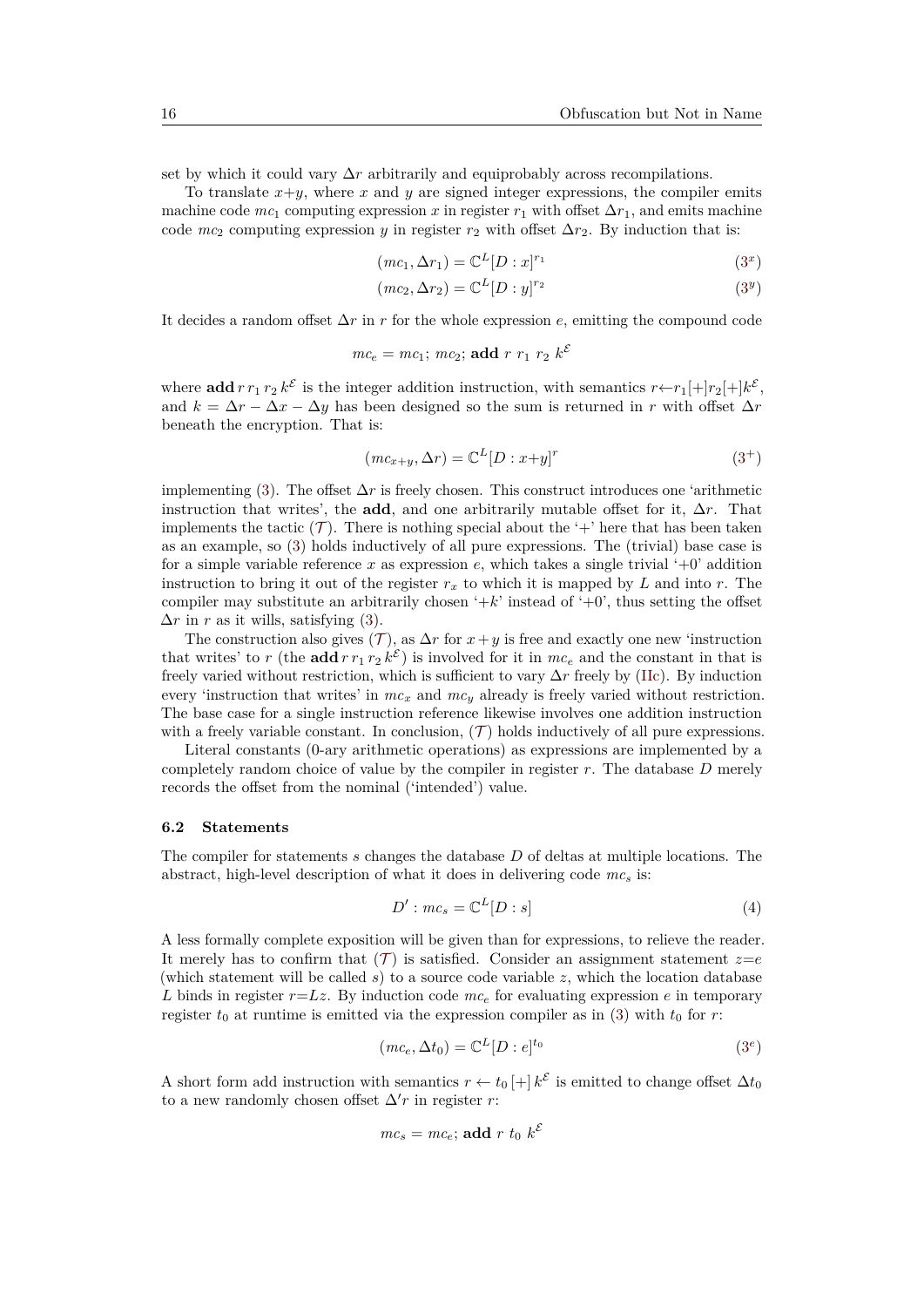set by which it could vary $\Delta r$ arbitrarily and equiprobably across recompilations.

To translate $x{+}y$, where $x$ and $y$ are signed integer expressions, the compiler emits machine code $mc_1$ computing expression $x$ in register $r_1$ with offset $\Delta r_1$, and emits machine code $mc_2$ computing expression $y$ in register $r_2$ with offset $\Delta r_2$. By induction that is:

$$(mc_1, \Delta r_1) = \mathbb{C}^L[D : x]^{r_1} \tag{$3^x$}$$

$$(mc_2, \Delta r_2) = \mathbb{C}^L[D : y]^{r_2} \tag{$3^y$}$$

It decides a random offset $\Delta r$ in $r$ for the whole expression $e$, emitting the compound code

$$mc_e = mc_1;\ mc_2;\ \mathbf{add}\ r\ r_1\ r_2\ k^{\mathcal{E}}$$

where $\mathbf{add}\, r\, r_1\, r_2\, k^{\mathcal{E}}$ is the integer addition instruction, with semantics $r{\leftarrow}r_1[+]r_2[+]k^{\mathcal{E}}$, and $k = \Delta r - \Delta x - \Delta y$ has been designed so the sum is returned in $r$ with offset $\Delta r$ beneath the encryption. That is:

$$(mc_{x+y}, \Delta r) = \mathbb{C}^L[D : x{+}y]^r \tag{$3^+$}$$

implementing (3). The offset $\Delta r$ is freely chosen. This construct introduces one 'arithmetic instruction that writes', the **add**, and one arbitrarily mutable offset for it, $\Delta r$. That implements the tactic ($\mathcal{T}$). There is nothing special about the '+' here that has been taken as an example, so (3) holds inductively of all pure expressions. The (trivial) base case is for a simple variable reference $x$ as expression $e$, which takes a single trivial '+0' addition instruction to bring it out of the register $r_x$ to which it is mapped by $L$ and into $r$. The compiler may substitute an arbitrarily chosen '$+k$' instead of '+0', thus setting the offset $\Delta r$ in $r$ as it wills, satisfying (3).

The construction also gives ($\mathcal{T}$), as $\Delta r$ for $x + y$ is free and exactly one new 'instruction that writes' to $r$ (the $\mathbf{add}\, r\, r_1\, r_2\, k^{\mathcal{E}}$) is involved for it in $mc_e$ and the constant in that is freely varied without restriction, which is sufficient to vary $\Delta r$ freely by (IIc). By induction every 'instruction that writes' in $mc_x$ and $mc_y$ already is freely varied without restriction. The base case for a single instruction reference likewise involves one addition instruction with a freely variable constant. In conclusion, ($\mathcal{T}$) holds inductively of all pure expressions.

Literal constants (0-ary arithmetic operations) as expressions are implemented by a completely random choice of value by the compiler in register $r$. The database $D$ merely records the offset from the nominal ('intended') value.

### 6.2 Statements

The compiler for statements $s$ changes the database $D$ of deltas at multiple locations. The abstract, high-level description of what it does in delivering code $mc_s$ is:

$$D' : mc_s = \mathbb{C}^L[D : s] \tag{4}$$

A less formally complete exposition will be given than for expressions, to relieve the reader. It merely has to confirm that ($\mathcal{T}$) is satisfied. Consider an assignment statement $z{=}e$ (which statement will be called $s$) to a source code variable $z$, which the location database $L$ binds in register $r{=}Lz$. By induction code $mc_e$ for evaluating expression $e$ in temporary register $t_0$ at runtime is emitted via the expression compiler as in (3) with $t_0$ for $r$:

$$(mc_e, \Delta t_0) = \mathbb{C}^L[D : e]^{t_0} \tag{$3^e$}$$

A short form add instruction with semantics $r \leftarrow t_0\,[+]\,k^{\mathcal{E}}$ is emitted to change offset $\Delta t_0$ to a new randomly chosen offset $\Delta' r$ in register $r$:

$$mc_s = mc_e;\ \mathbf{add}\ r\ t_0\ k^{\mathcal{E}}$$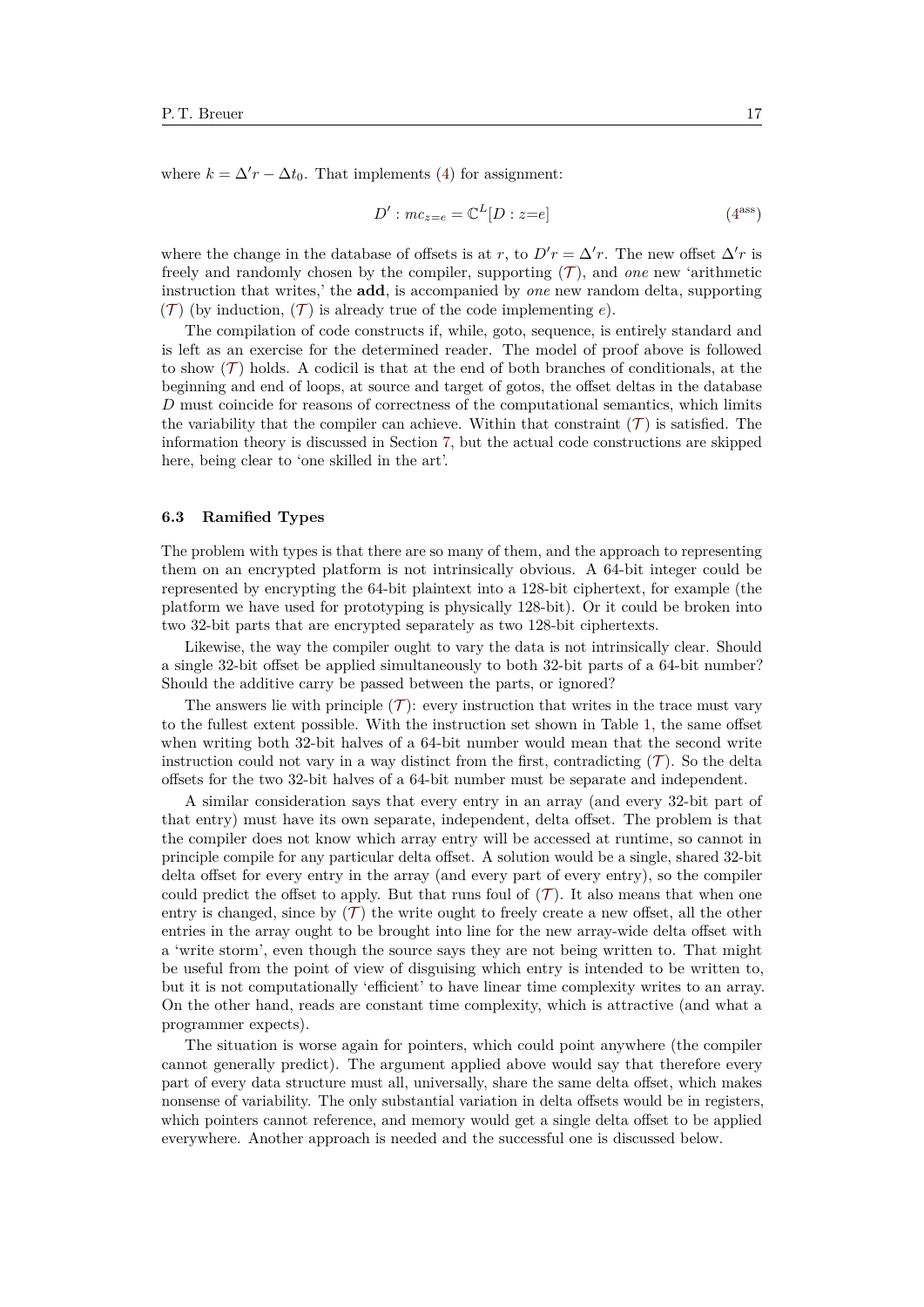where $k = \Delta' r - \Delta t_0$. That implements (4) for assignment:

$$D' : mc_{z=e} = \mathbb{C}^L[D : z{=}e] \tag{$4^{\text{ass}}$}$$

where the change in the database of offsets is at $r$, to $D'r = \Delta' r$. The new offset $\Delta' r$ is freely and randomly chosen by the compiler, supporting ($\mathcal{T}$), and *one* new 'arithmetic instruction that writes,' the **add**, is accompanied by *one* new random delta, supporting ($\mathcal{T}$) (by induction, ($\mathcal{T}$) is already true of the code implementing $e$).

The compilation of code constructs if, while, goto, sequence, is entirely standard and is left as an exercise for the determined reader. The model of proof above is followed to show ($\mathcal{T}$) holds. A codicil is that at the end of both branches of conditionals, at the beginning and end of loops, at source and target of gotos, the offset deltas in the database $D$ must coincide for reasons of correctness of the computational semantics, which limits the variability that the compiler can achieve. Within that constraint ($\mathcal{T}$) is satisfied. The information theory is discussed in Section 7, but the actual code constructions are skipped here, being clear to 'one skilled in the art'.

### 6.3 Ramified Types

The problem with types is that there are so many of them, and the approach to representing them on an encrypted platform is not intrinsically obvious. A 64-bit integer could be represented by encrypting the 64-bit plaintext into a 128-bit ciphertext, for example (the platform we have used for prototyping is physically 128-bit). Or it could be broken into two 32-bit parts that are encrypted separately as two 128-bit ciphertexts.

Likewise, the way the compiler ought to vary the data is not intrinsically clear. Should a single 32-bit offset be applied simultaneously to both 32-bit parts of a 64-bit number? Should the additive carry be passed between the parts, or ignored?

The answers lie with principle ($\mathcal{T}$): every instruction that writes in the trace must vary to the fullest extent possible. With the instruction set shown in Table 1, the same offset when writing both 32-bit halves of a 64-bit number would mean that the second write instruction could not vary in a way distinct from the first, contradicting ($\mathcal{T}$). So the delta offsets for the two 32-bit halves of a 64-bit number must be separate and independent.

A similar consideration says that every entry in an array (and every 32-bit part of that entry) must have its own separate, independent, delta offset. The problem is that the compiler does not know which array entry will be accessed at runtime, so cannot in principle compile for any particular delta offset. A solution would be a single, shared 32-bit delta offset for every entry in the array (and every part of every entry), so the compiler could predict the offset to apply. But that runs foul of ($\mathcal{T}$). It also means that when one entry is changed, since by ($\mathcal{T}$) the write ought to freely create a new offset, all the other entries in the array ought to be brought into line for the new array-wide delta offset with a 'write storm', even though the source says they are not being written to. That might be useful from the point of view of disguising which entry is intended to be written to, but it is not computationally 'efficient' to have linear time complexity writes to an array. On the other hand, reads are constant time complexity, which is attractive (and what a programmer expects).

The situation is worse again for pointers, which could point anywhere (the compiler cannot generally predict). The argument applied above would say that therefore every part of every data structure must all, universally, share the same delta offset, which makes nonsense of variability. The only substantial variation in delta offsets would be in registers, which pointers cannot reference, and memory would get a single delta offset to be applied everywhere. Another approach is needed and the successful one is discussed below.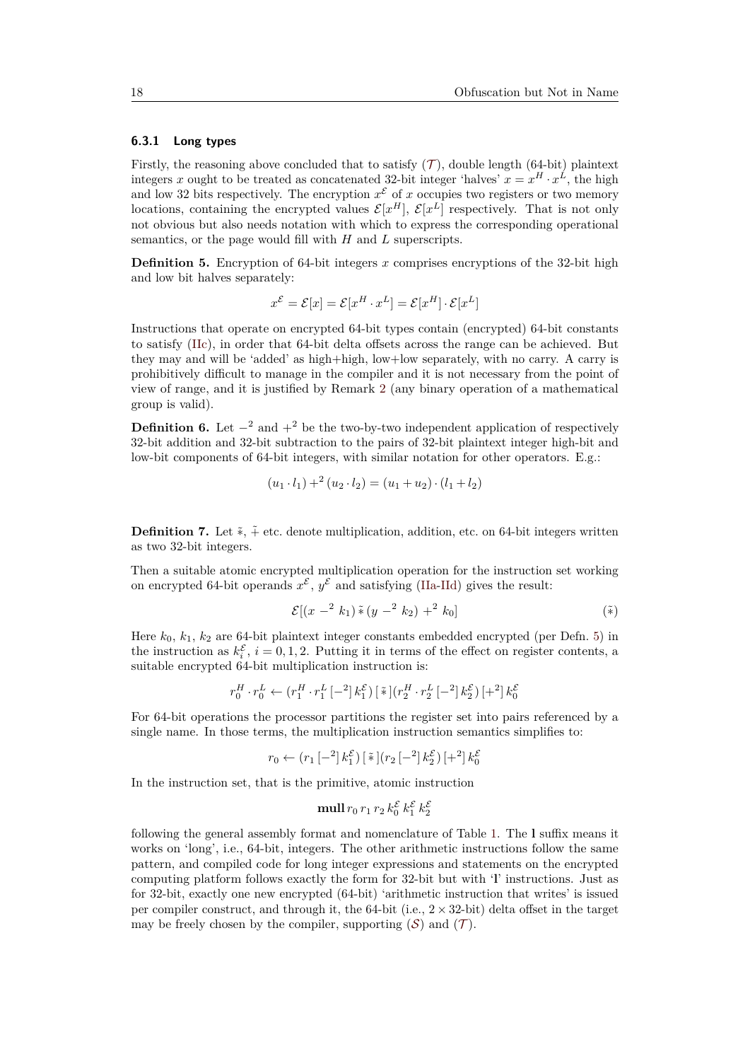### 6.3.1 Long types

Firstly, the reasoning above concluded that to satisfy ($\mathcal{T}$), double length (64-bit) plaintext integers $x$ ought to be treated as concatenated 32-bit integer 'halves' $x = x^H \cdot x^L$, the high and low 32 bits respectively. The encryption $x^{\mathcal{E}}$ of $x$ occupies two registers or two memory locations, containing the encrypted values $\mathcal{E}[x^H]$, $\mathcal{E}[x^L]$ respectively. That is not only not obvious but also needs notation with which to express the corresponding operational semantics, or the page would fill with $H$ and $L$ superscripts.

**Definition 5.** Encryption of 64-bit integers $x$ comprises encryptions of the 32-bit high and low bit halves separately:

$$x^{\mathcal{E}} = \mathcal{E}[x] = \mathcal{E}[x^H \cdot x^L] = \mathcal{E}[x^H] \cdot \mathcal{E}[x^L]$$

Instructions that operate on encrypted 64-bit types contain (encrypted) 64-bit constants to satisfy (IIc), in order that 64-bit delta offsets across the range can be achieved. But they may and will be 'added' as high+high, low+low separately, with no carry. A carry is prohibitively difficult to manage in the compiler and it is not necessary from the point of view of range, and it is justified by Remark 2 (any binary operation of a mathematical group is valid).

**Definition 6.** Let $-^2$ and $+^2$ be the two-by-two independent application of respectively 32-bit addition and 32-bit subtraction to the pairs of 32-bit plaintext integer high-bit and low-bit components of 64-bit integers, with similar notation for other operators. E.g.:

$$(u_1 \cdot l_1) +^2 (u_2 \cdot l_2) = (u_1 + u_2) \cdot (l_1 + l_2)$$

**Definition 7.** Let $\tilde{*}$, $\tilde{+}$ etc. denote multiplication, addition, etc. on 64-bit integers written as two 32-bit integers.

Then a suitable atomic encrypted multiplication operation for the instruction set working on encrypted 64-bit operands $x^{\mathcal{E}}$, $y^{\mathcal{E}}$ and satisfying (IIa-IId) gives the result:

$$\mathcal{E}[(x -^2 k_1) \,\tilde{*}\, (y -^2 k_2) +^2 k_0] \tag{$\tilde{*}$}$$

Here $k_0$, $k_1$, $k_2$ are 64-bit plaintext integer constants embedded encrypted (per Defn. 5) in the instruction as $k_i^{\mathcal{E}}$, $i = 0, 1, 2$. Putting it in terms of the effect on register contents, a suitable encrypted 64-bit multiplication instruction is:

$$r_0^H \cdot r_0^L \leftarrow (r_1^H \cdot r_1^L \,[-^2]\, k_1^{\mathcal{E}}) \,[\tilde{*}]\, (r_2^H \cdot r_2^L \,[-^2]\, k_2^{\mathcal{E}}) \,[+^2]\, k_0^{\mathcal{E}}$$

For 64-bit operations the processor partitions the register set into pairs referenced by a single name. In those terms, the multiplication instruction semantics simplifies to:

$$r_0 \leftarrow (r_1 \,[-^2]\, k_1^{\mathcal{E}}) \,[\tilde{*}]\, (r_2 \,[-^2]\, k_2^{\mathcal{E}}) \,[+^2]\, k_0^{\mathcal{E}}$$

In the instruction set, that is the primitive, atomic instruction

$$\mathbf{mull}\, r_0\, r_1\, r_2\, k_0^{\mathcal{E}}\, k_1^{\mathcal{E}}\, k_2^{\mathcal{E}}$$

following the general assembly format and nomenclature of Table 1. The **l** suffix means it works on 'long', i.e., 64-bit, integers. The other arithmetic instructions follow the same pattern, and compiled code for long integer expressions and statements on the encrypted computing platform follows exactly the form for 32-bit but with '**l**' instructions. Just as for 32-bit, exactly one new encrypted (64-bit) 'arithmetic instruction that writes' is issued per compiler construct, and through it, the 64-bit (i.e., $2 \times 32$-bit) delta offset in the target may be freely chosen by the compiler, supporting ($\mathcal{S}$) and ($\mathcal{T}$).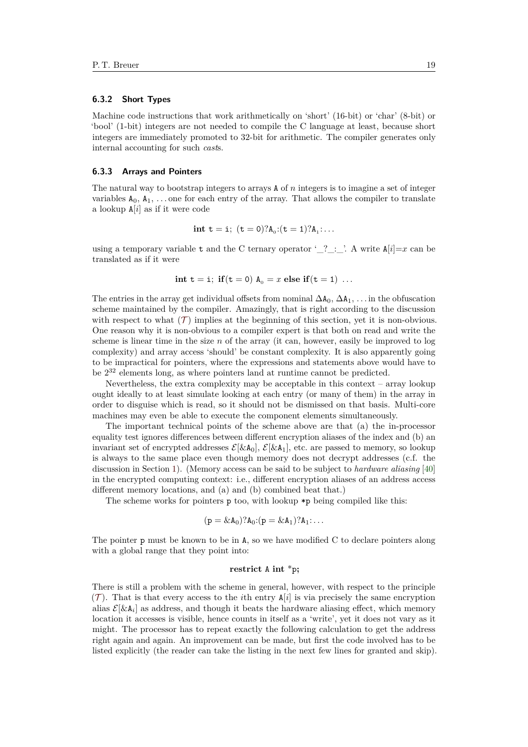### 6.3.2 Short Types

Machine code instructions that work arithmetically on 'short' (16-bit) or 'char' (8-bit) or 'bool' (1-bit) integers are not needed to compile the C language at least, because short integers are immediately promoted to 32-bit for arithmetic. The compiler generates only internal accounting for such *casts*.

### 6.3.3 Arrays and Pointers

The natural way to bootstrap integers to arrays A of $n$ integers is to imagine a set of integer variables $\mathtt{A}_0$, $\mathtt{A}_1$, ... one for each entry of the array. That allows the compiler to translate a lookup A[$i$] as if it were code

$$\textbf{int } \mathtt{t} = \mathtt{i};\ (\mathtt{t} = 0)?\mathtt{A}_0{:}(\mathtt{t} = 1)?\mathtt{A}_1{:}\dots$$

using a temporary variable t and the C ternary operator '_?_:_'. A write A[$i$]=$x$ can be translated as if it were

$$\textbf{int } \mathtt{t} = \mathtt{i};\ \textbf{if}(\mathtt{t} = 0)\ \mathtt{A}_0 = x \textbf{ else if}(\mathtt{t} = 1)\ \dots$$

The entries in the array get individual offsets from nominal $\Delta\mathtt{A}_0$, $\Delta\mathtt{A}_1$, ... in the obfuscation scheme maintained by the compiler. Amazingly, that is right according to the discussion with respect to what ($\mathcal{T}$) implies at the beginning of this section, yet it is non-obvious. One reason why it is non-obvious to a compiler expert is that both on read and write the scheme is linear time in the size $n$ of the array (it can, however, easily be improved to log complexity) and array access 'should' be constant complexity. It is also apparently going to be impractical for pointers, where the expressions and statements above would have to be $2^{32}$ elements long, as where pointers land at runtime cannot be predicted.

Nevertheless, the extra complexity may be acceptable in this context – array lookup ought ideally to at least simulate looking at each entry (or many of them) in the array in order to disguise which is read, so it should not be dismissed on that basis. Multi-core machines may even be able to execute the component elements simultaneously.

The important technical points of the scheme above are that (a) the in-processor equality test ignores differences between different encryption aliases of the index and (b) an invariant set of encrypted addresses $\mathcal{E}[\&\mathtt{A}_0]$, $\mathcal{E}[\&\mathtt{A}_1]$, etc. are passed to memory, so lookup is always to the same place even though memory does not decrypt addresses (c.f. the discussion in Section 1). (Memory access can be said to be subject to *hardware aliasing* [40] in the encrypted computing context: i.e., different encryption aliases of an address access different memory locations, and (a) and (b) combined beat that.)

The scheme works for pointers p too, with lookup *p being compiled like this:

$$(\mathtt{p} = \&\mathtt{A}_0)?\mathtt{A}_0{:}(\mathtt{p} = \&\mathtt{A}_1)?\mathtt{A}_1{:}\dots$$

The pointer p must be known to be in A, so we have modified C to declare pointers along with a global range that they point into:

$$\textbf{restrict } \mathtt{A} \textbf{ int } {*}\mathtt{p};$$

There is still a problem with the scheme in general, however, with respect to the principle ($\mathcal{T}$). That is that every access to the $i$th entry A[$i$] is via precisely the same encryption alias $\mathcal{E}[\&\mathtt{A}_i]$ as address, and though it beats the hardware aliasing effect, which memory location it accesses is visible, hence counts in itself as a 'write', yet it does not vary as it might. The processor has to repeat exactly the following calculation to get the address right again and again. An improvement can be made, but first the code involved has to be listed explicitly (the reader can take the listing in the next few lines for granted and skip).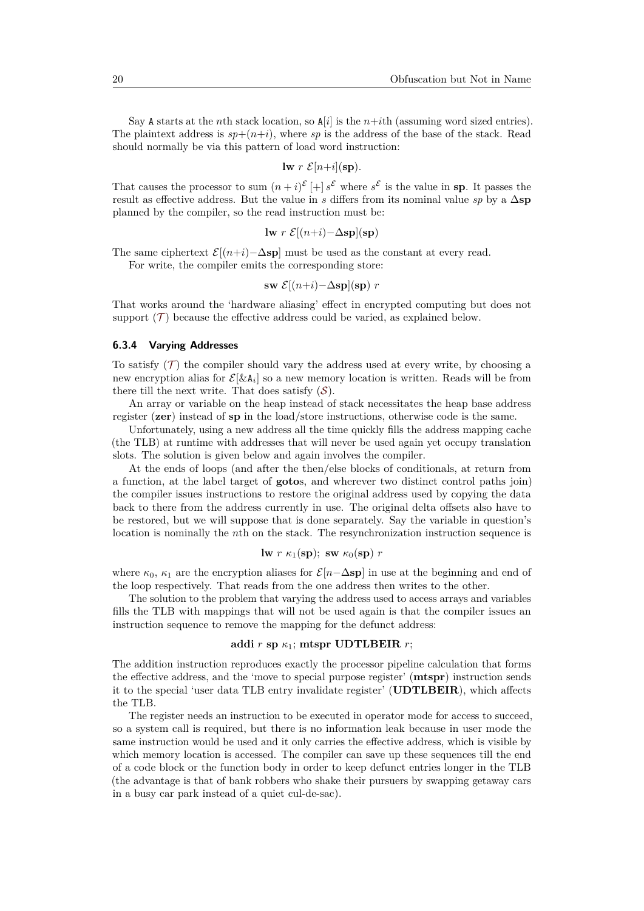Say `A` starts at the $n$th stack location, so `A`$[i]$ is the $n+i$th (assuming word sized entries). The plaintext address is $sp+(n+i)$, where $sp$ is the address of the base of the stack. Read should normally be via this pattern of load word instruction:

$$\textbf{lw}\ r\ \mathcal{E}[n+i](\textbf{sp}).$$

That causes the processor to sum $(n+i)^{\mathcal{E}}\,[+]\,s^{\mathcal{E}}$ where $s^{\mathcal{E}}$ is the value in **sp**. It passes the result as effective address. But the value in $s$ differs from its nominal value $sp$ by a $\Delta\textbf{sp}$ planned by the compiler, so the read instruction must be:

$$\textbf{lw}\ r\ \mathcal{E}[(n+i)-\Delta\textbf{sp}](\textbf{sp})$$

The same ciphertext $\mathcal{E}[(n+i)-\Delta\textbf{sp}]$ must be used as the constant at every read.

For write, the compiler emits the corresponding store:

$$\textbf{sw}\ \mathcal{E}[(n+i)-\Delta\textbf{sp}](\textbf{sp})\ r$$

That works around the 'hardware aliasing' effect in encrypted computing but does not support ($\mathcal{T}$) because the effective address could be varied, as explained below.

### 6.3.4 Varying Addresses

To satisfy ($\mathcal{T}$) the compiler should vary the address used at every write, by choosing a new encryption alias for $\mathcal{E}[\&\texttt{A}_i]$ so a new memory location is written. Reads will be from there till the next write. That does satisfy ($\mathcal{S}$).

An array or variable on the heap instead of stack necessitates the heap base address register (**zer**) instead of **sp** in the load/store instructions, otherwise code is the same.

Unfortunately, using a new address all the time quickly fills the address mapping cache (the TLB) at runtime with addresses that will never be used again yet occupy translation slots. The solution is given below and again involves the compiler.

At the ends of loops (and after the then/else blocks of conditionals, at return from a function, at the label target of **goto**s, and wherever two distinct control paths join) the compiler issues instructions to restore the original address used by copying the data back to there from the address currently in use. The original delta offsets also have to be restored, but we will suppose that is done separately. Say the variable in question's location is nominally the $n$th on the stack. The resynchronization instruction sequence is

$$\textbf{lw}\ r\ \kappa_1(\textbf{sp});\ \textbf{sw}\ \kappa_0(\textbf{sp})\ r$$

where $\kappa_0$, $\kappa_1$ are the encryption aliases for $\mathcal{E}[n-\Delta\textbf{sp}]$ in use at the beginning and end of the loop respectively. That reads from the one address then writes to the other.

The solution to the problem that varying the address used to access arrays and variables fills the TLB with mappings that will not be used again is that the compiler issues an instruction sequence to remove the mapping for the defunct address:

$$\textbf{addi}\ r\ \textbf{sp}\ \kappa_1;\ \textbf{mtspr}\ \textbf{UDTLBEIR}\ r;$$

The addition instruction reproduces exactly the processor pipeline calculation that forms the effective address, and the 'move to special purpose register' (**mtspr**) instruction sends it to the special 'user data TLB entry invalidate register' (**UDTLBEIR**), which affects the TLB.

The register needs an instruction to be executed in operator mode for access to succeed, so a system call is required, but there is no information leak because in user mode the same instruction would be used and it only carries the effective address, which is visible by which memory location is accessed. The compiler can save up these sequences till the end of a code block or the function body in order to keep defunct entries longer in the TLB (the advantage is that of bank robbers who shake their pursuers by swapping getaway cars in a busy car park instead of a quiet cul-de-sac).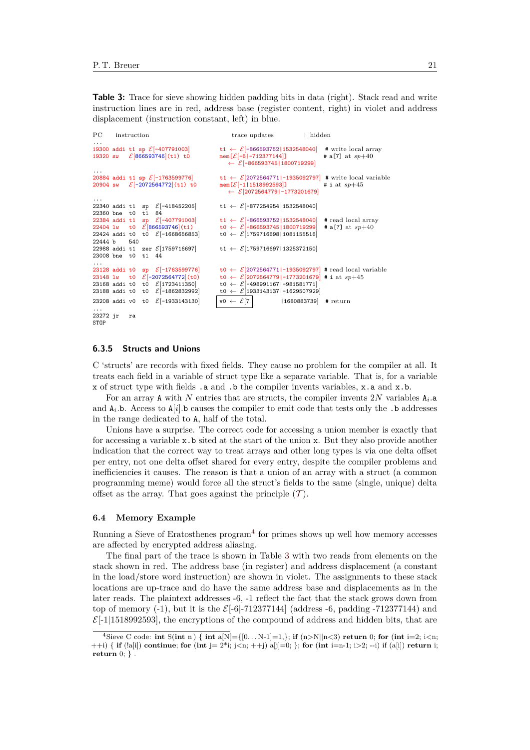**Table 3:** Trace for sieve showing hidden padding bits in data (right). Stack read and write instruction lines are in red, address base (register content, right) in violet and address displacement (instruction constant, left) in blue.

```
PC     instruction                         trace updates            | hidden
...
19300 addi t1 sp ℰ[-407791003]          t1 ← ℰ[-866593752|1532548040]   # write local array
19320 sw   ℰ[866593746](t1) t0          mem[ℰ[-6|-712377144]]           # a[7] at sp+40
                                           ← ℰ[-866593745|1800719299]
...
20884 addi t1 sp ℰ[-1763599776]         t1 ← ℰ[2072564771|-1935092797]  # write local variable
20904 sw   ℰ[-2072564772](t1) t0        mem[ℰ[-1|1518992593]]           # i at sp+45
                                           ← ℰ[2072564779|-1773201679]
...
22340 addi t1  sp  ℰ[-418452205]        t1 ← ℰ[-877254954|1532548040]
22360 bne  t0  t1  84
22384 addi t1  sp  ℰ[-407791003]        t1 ← ℰ[-866593752|1532548040]   # read local array
22404 lw   t0  ℰ[866593746](t1)         t0 ← ℰ[-866593745|1800719299]   # a[7] at sp+40
22424 addi t0  t0  ℰ[-1668656853]       t0 ← ℰ[1759716698|1081155516]
22444 b    540
22988 addi t1  zer ℰ[1759716697]        t1 ← ℰ[1759716697|1325372150]
23008 bne  t0  t1  44
...
23128 addi t0  sp  ℰ[-1763599776]       t0 ← ℰ[2072564771|-1935092797]  # read local variable
23148 lw   t0  ℰ[-2072564772](t0)       t0 ← ℰ[2072564779|-1773201679]  # i at sp+45
23168 addi t0  t0  ℰ[1723411350]        t0 ← ℰ[-498991167|-981581771]
23188 addi t0  t0  ℰ[-1862832992]       t0 ← ℰ[1933143137|-1629507929]
23208 addi v0  t0  ℰ[-1933143130]       v0 ← ℰ[7           |1680883739]  # return
...
23272 jr   ra
STOP
```

### 6.3.5 Structs and Unions

C 'structs' are records with fixed fields. They cause no problem for the compiler at all. It treats each field in a variable of struct type like a separate variable. That is, for a variable `x` of struct type with fields `.a` and `.b` the compiler invents variables, `x.a` and `x.b`.

For an array `A` with $N$ entries that are structs, the compiler invents $2N$ variables $\texttt{A}_i\texttt{.a}$ and $\texttt{A}_i\texttt{.b}$. Access to $\texttt{A}[i]\texttt{.b}$ causes the compiler to emit code that tests only the `.b` addresses in the range dedicated to `A`, half of the total.

Unions have a surprise. The correct code for accessing a union member is exactly that for accessing a variable `x.b` sited at the start of the union `x`. But they also provide another indication that the correct way to treat arrays and other long types is via one delta offset per entry, not one delta offset shared for every entry, despite the compiler problems and inefficiencies it causes. The reason is that a union of an array with a struct (a common programming meme) would force all the struct's fields to the same (single, unique) delta offset as the array. That goes against the principle ($\mathcal{T}$).

## 6.4 Memory Example

Running a Sieve of Eratosthenes program[4] for primes shows up well how memory accesses are affected by encrypted address aliasing.

The final part of the trace is shown in Table 3 with two reads from elements on the stack shown in red. The address base (in register) and address displacement (a constant in the load/store word instruction) are shown in violet. The assignments to these stack locations are up-trace and do have the same address base and displacements as in the later reads. The plaintext addresses -6, -1 reflect the fact that the stack grows down from top of memory (-1), but it is the $\mathcal{E}$[-6|-712377144] (address -6, padding -712377144) and $\mathcal{E}$[-1|1518992593], the encryptions of the compound of address and hidden bits, that are

[4] Sieve C code: **int** S(**int** n ) { **int** a[N]={[0. . . N-1]=1,}; **if** (n>N||n<3) **return** 0; **for** (**int** i=2; i<n; ++i) { **if** (!a[i]) **continue**; **for** (**int** j= 2*i; j<n; ++j) a[j]=0; }; **for** (**int** i=n-1; i>2; --i) if (a[i]) **return** i; **return** 0; } .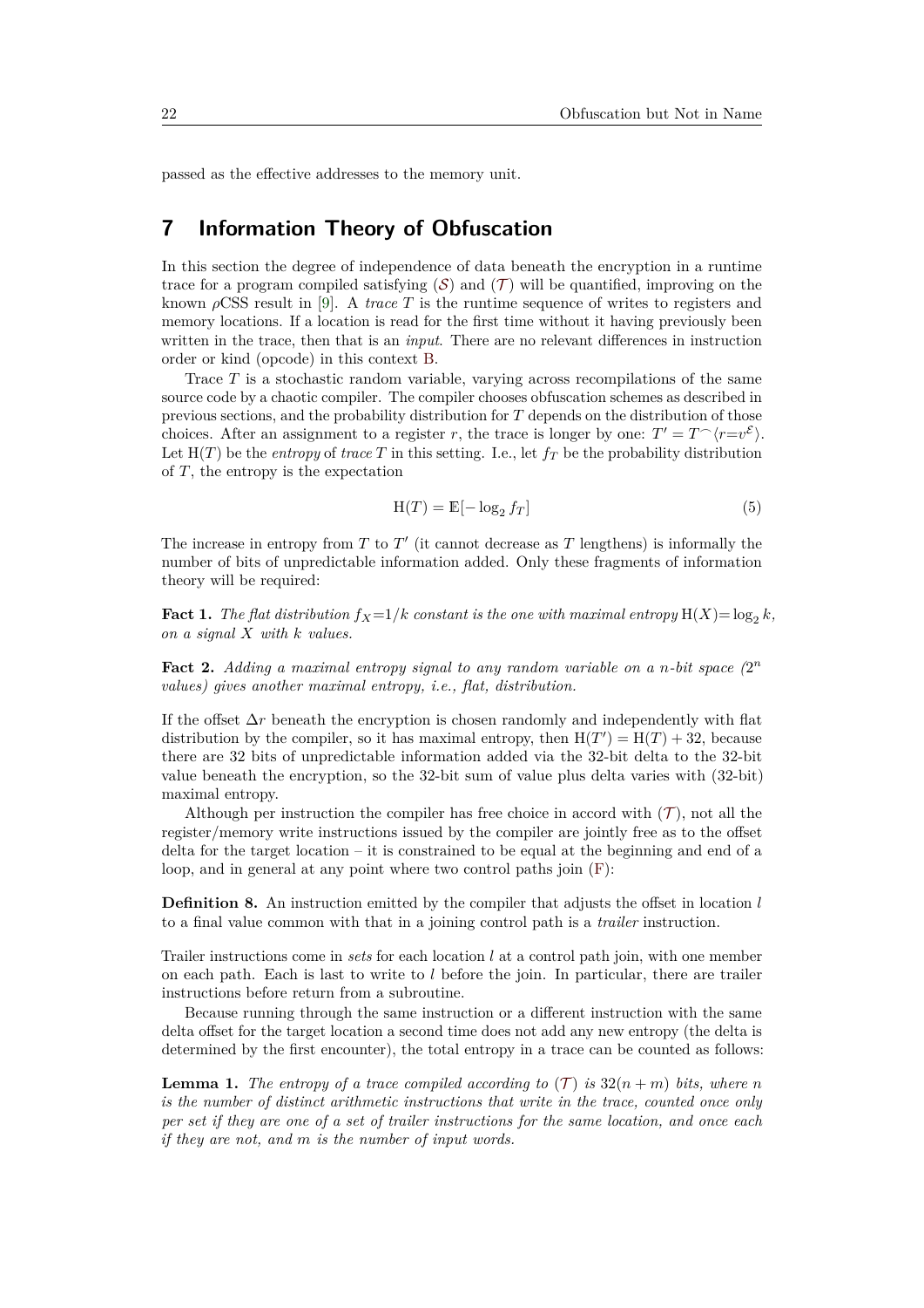passed as the effective addresses to the memory unit.

## 7 Information Theory of Obfuscation

In this section the degree of independence of data beneath the encryption in a runtime trace for a program compiled satisfying ($\mathcal{S}$) and ($\mathcal{T}$) will be quantified, improving on the known $\rho$CSS result in [9]. A *trace* $T$ is the runtime sequence of writes to registers and memory locations. If a location is read for the first time without it having previously been written in the trace, then that is an *input*. There are no relevant differences in instruction order or kind (opcode) in this context B.

Trace $T$ is a stochastic random variable, varying across recompilations of the same source code by a chaotic compiler. The compiler chooses obfuscation schemes as described in previous sections, and the probability distribution for $T$ depends on the distribution of those choices. After an assignment to a register $r$, the trace is longer by one: $T' = T^\frown\langle r{=}v^{\mathcal{E}}\rangle$. Let $\mathrm{H}(T)$ be the *entropy* of *trace* $T$ in this setting. I.e., let $f_T$ be the probability distribution of $T$, the entropy is the expectation

$$\mathrm{H}(T) = \mathbb{E}[-\log_2 f_T] \tag{5}$$

The increase in entropy from $T$ to $T'$ (it cannot decrease as $T$ lengthens) is informally the number of bits of unpredictable information added. Only these fragments of information theory will be required:

**Fact 1.** *The flat distribution $f_X{=}1/k$ constant is the one with maximal entropy $\mathrm{H}(X){=}\log_2 k$, on a signal $X$ with $k$ values.*

**Fact 2.** *Adding a maximal entropy signal to any random variable on a $n$-bit space ($2^n$ values) gives another maximal entropy, i.e., flat, distribution.*

If the offset $\Delta r$ beneath the encryption is chosen randomly and independently with flat distribution by the compiler, so it has maximal entropy, then $\mathrm{H}(T') = \mathrm{H}(T) + 32$, because there are 32 bits of unpredictable information added via the 32-bit delta to the 32-bit value beneath the encryption, so the 32-bit sum of value plus delta varies with (32-bit) maximal entropy.

Although per instruction the compiler has free choice in accord with ($\mathcal{T}$), not all the register/memory write instructions issued by the compiler are jointly free as to the offset delta for the target location – it is constrained to be equal at the beginning and end of a loop, and in general at any point where two control paths join (F):

**Definition 8.** An instruction emitted by the compiler that adjusts the offset in location $l$ to a final value common with that in a joining control path is a *trailer* instruction.

Trailer instructions come in *sets* for each location $l$ at a control path join, with one member on each path. Each is last to write to $l$ before the join. In particular, there are trailer instructions before return from a subroutine.

Because running through the same instruction or a different instruction with the same delta offset for the target location a second time does not add any new entropy (the delta is determined by the first encounter), the total entropy in a trace can be counted as follows:

**Lemma 1.** *The entropy of a trace compiled according to ($\mathcal{T}$) is $32(n + m)$ bits, where $n$ is the number of distinct arithmetic instructions that write in the trace, counted once only per set if they are one of a set of trailer instructions for the same location, and once each if they are not, and $m$ is the number of input words.*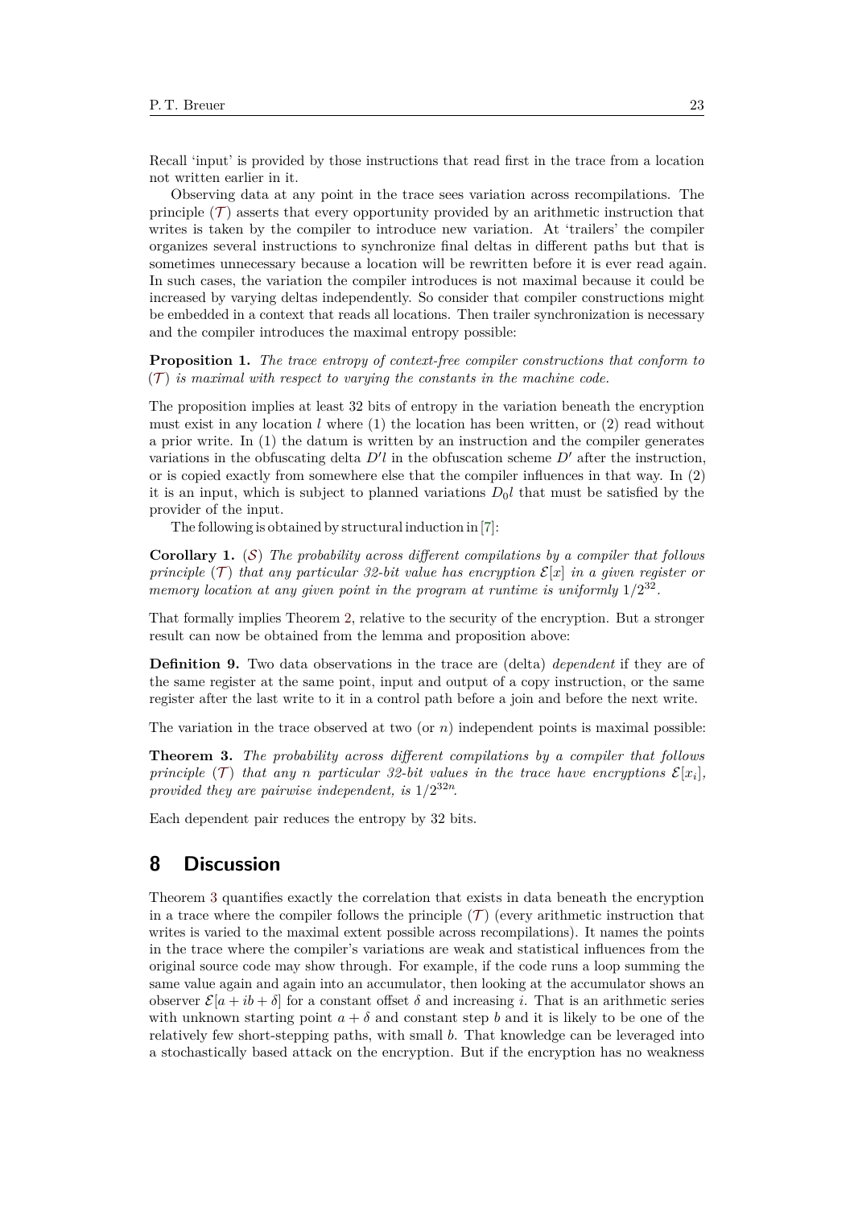Recall 'input' is provided by those instructions that read first in the trace from a location not written earlier in it.

Observing data at any point in the trace sees variation across recompilations. The principle ($\mathcal{T}$) asserts that every opportunity provided by an arithmetic instruction that writes is taken by the compiler to introduce new variation. At 'trailers' the compiler organizes several instructions to synchronize final deltas in different paths but that is sometimes unnecessary because a location will be rewritten before it is ever read again. In such cases, the variation the compiler introduces is not maximal because it could be increased by varying deltas independently. So consider that compiler constructions might be embedded in a context that reads all locations. Then trailer synchronization is necessary and the compiler introduces the maximal entropy possible:

**Proposition 1.** *The trace entropy of context-free compiler constructions that conform to* ($\mathcal{T}$) *is maximal with respect to varying the constants in the machine code.*

The proposition implies at least 32 bits of entropy in the variation beneath the encryption must exist in any location $l$ where (1) the location has been written, or (2) read without a prior write. In (1) the datum is written by an instruction and the compiler generates variations in the obfuscating delta $D'l$ in the obfuscation scheme $D'$ after the instruction, or is copied exactly from somewhere else that the compiler influences in that way. In (2) it is an input, which is subject to planned variations $D_0 l$ that must be satisfied by the provider of the input.

The following is obtained by structural induction in [7]:

**Corollary 1.** ($\mathcal{S}$) *The probability across different compilations by a compiler that follows principle* ($\mathcal{T}$) *that any particular 32-bit value has encryption* $\mathcal{E}[x]$ *in a given register or memory location at any given point in the program at runtime is uniformly* $1/2^{32}$.

That formally implies Theorem 2, relative to the security of the encryption. But a stronger result can now be obtained from the lemma and proposition above:

**Definition 9.** Two data observations in the trace are (delta) *dependent* if they are of the same register at the same point, input and output of a copy instruction, or the same register after the last write to it in a control path before a join and before the next write.

The variation in the trace observed at two (or $n$) independent points is maximal possible:

**Theorem 3.** *The probability across different compilations by a compiler that follows principle* ($\mathcal{T}$) *that any $n$ particular 32-bit values in the trace have encryptions* $\mathcal{E}[x_i]$, *provided they are pairwise independent, is* $1/2^{32n}$.

Each dependent pair reduces the entropy by 32 bits.

## 8 Discussion

Theorem 3 quantifies exactly the correlation that exists in data beneath the encryption in a trace where the compiler follows the principle ($\mathcal{T}$) (every arithmetic instruction that writes is varied to the maximal extent possible across recompilations). It names the points in the trace where the compiler's variations are weak and statistical influences from the original source code may show through. For example, if the code runs a loop summing the same value again and again into an accumulator, then looking at the accumulator shows an observer $\mathcal{E}[a + ib + \delta]$ for a constant offset $\delta$ and increasing $i$. That is an arithmetic series with unknown starting point $a + \delta$ and constant step $b$ and it is likely to be one of the relatively few short-stepping paths, with small $b$. That knowledge can be leveraged into a stochastically based attack on the encryption. But if the encryption has no weakness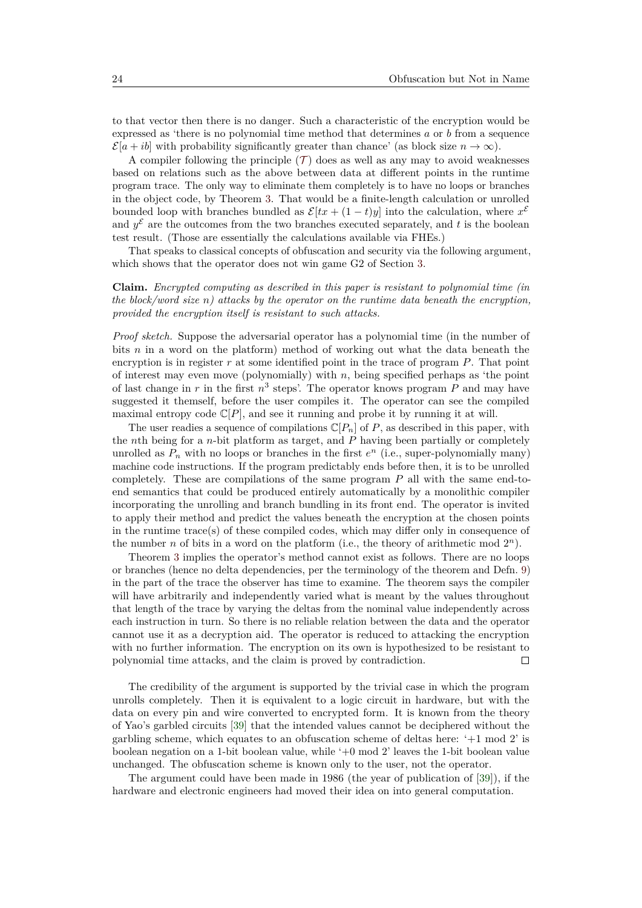to that vector then there is no danger. Such a characteristic of the encryption would be expressed as 'there is no polynomial time method that determines $a$ or $b$ from a sequence $\mathcal{E}[a+ib]$ with probability significantly greater than chance' (as block size $n \to \infty$).

A compiler following the principle ($\mathcal{T}$) does as well as any may to avoid weaknesses based on relations such as the above between data at different points in the runtime program trace. The only way to eliminate them completely is to have no loops or branches in the object code, by Theorem 3. That would be a finite-length calculation or unrolled bounded loop with branches bundled as $\mathcal{E}[tx + (1-t)y]$ into the calculation, where $x^{\mathcal{E}}$ and $y^{\mathcal{E}}$ are the outcomes from the two branches executed separately, and $t$ is the boolean test result. (Those are essentially the calculations available via FHEs.)

That speaks to classical concepts of obfuscation and security via the following argument, which shows that the operator does not win game G2 of Section 3.

**Claim.** *Encrypted computing as described in this paper is resistant to polynomial time (in the block/word size $n$) attacks by the operator on the runtime data beneath the encryption, provided the encryption itself is resistant to such attacks.*

*Proof sketch.* Suppose the adversarial operator has a polynomial time (in the number of bits $n$ in a word on the platform) method of working out what the data beneath the encryption is in register $r$ at some identified point in the trace of program $P$. That point of interest may even move (polynomially) with $n$, being specified perhaps as 'the point of last change in $r$ in the first $n^3$ steps'. The operator knows program $P$ and may have suggested it themself, before the user compiles it. The operator can see the compiled maximal entropy code $\mathbb{C}[P]$, and see it running and probe it by running it at will.

The user readies a sequence of compilations $\mathbb{C}[P_n]$ of $P$, as described in this paper, with the $n$th being for a $n$-bit platform as target, and $P$ having been partially or completely unrolled as $P_n$ with no loops or branches in the first $e^n$ (i.e., super-polynomially many) machine code instructions. If the program predictably ends before then, it is to be unrolled completely. These are compilations of the same program $P$ all with the same end-to-end semantics that could be produced entirely automatically by a monolithic compiler incorporating the unrolling and branch bundling in its front end. The operator is invited to apply their method and predict the values beneath the encryption at the chosen points in the runtime trace(s) of these compiled codes, which may differ only in consequence of the number $n$ of bits in a word on the platform (i.e., the theory of arithmetic mod $2^n$).

Theorem 3 implies the operator's method cannot exist as follows. There are no loops or branches (hence no delta dependencies, per the terminology of the theorem and Defn. 9) in the part of the trace the observer has time to examine. The theorem says the compiler will have arbitrarily and independently varied what is meant by the values throughout that length of the trace by varying the deltas from the nominal value independently across each instruction in turn. So there is no reliable relation between the data and the operator cannot use it as a decryption aid. The operator is reduced to attacking the encryption with no further information. The encryption on its own is hypothesized to be resistant to polynomial time attacks, and the claim is proved by contradiction. ◻

The credibility of the argument is supported by the trivial case in which the program unrolls completely. Then it is equivalent to a logic circuit in hardware, but with the data on every pin and wire converted to encrypted form. It is known from the theory of Yao's garbled circuits [39] that the intended values cannot be deciphered without the garbling scheme, which equates to an obfuscation scheme of deltas here: '+1 mod 2' is boolean negation on a 1-bit boolean value, while '+0 mod 2' leaves the 1-bit boolean value unchanged. The obfuscation scheme is known only to the user, not the operator.

The argument could have been made in 1986 (the year of publication of [39]), if the hardware and electronic engineers had moved their idea on into general computation.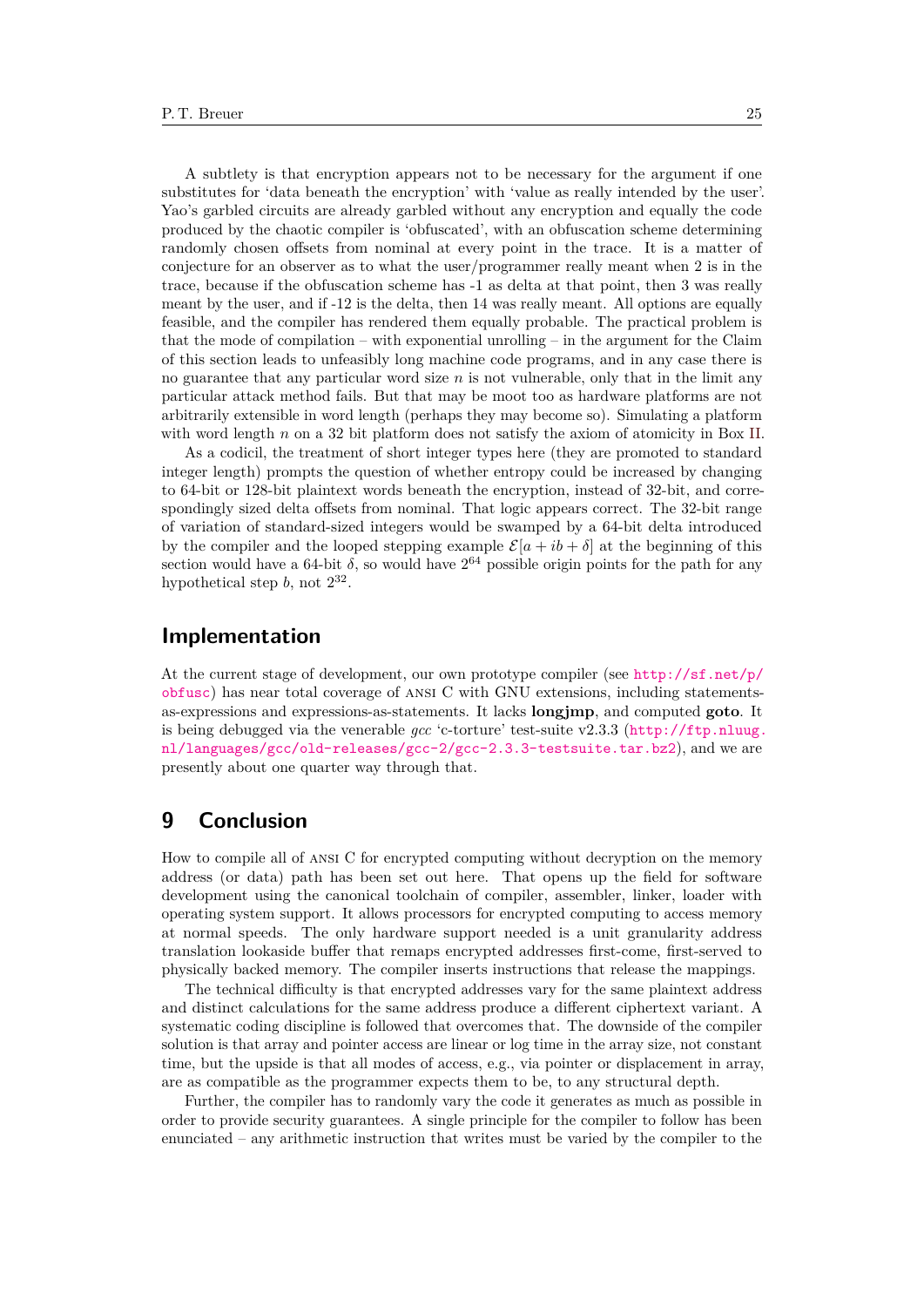A subtlety is that encryption appears not to be necessary for the argument if one substitutes for 'data beneath the encryption' with 'value as really intended by the user'. Yao's garbled circuits are already garbled without any encryption and equally the code produced by the chaotic compiler is 'obfuscated', with an obfuscation scheme determining randomly chosen offsets from nominal at every point in the trace. It is a matter of conjecture for an observer as to what the user/programmer really meant when 2 is in the trace, because if the obfuscation scheme has -1 as delta at that point, then 3 was really meant by the user, and if -12 is the delta, then 14 was really meant. All options are equally feasible, and the compiler has rendered them equally probable. The practical problem is that the mode of compilation – with exponential unrolling – in the argument for the Claim of this section leads to unfeasibly long machine code programs, and in any case there is no guarantee that any particular word size $n$ is not vulnerable, only that in the limit any particular attack method fails. But that may be moot too as hardware platforms are not arbitrarily extensible in word length (perhaps they may become so). Simulating a platform with word length $n$ on a 32 bit platform does not satisfy the axiom of atomicity in Box II.

As a codicil, the treatment of short integer types here (they are promoted to standard integer length) prompts the question of whether entropy could be increased by changing to 64-bit or 128-bit plaintext words beneath the encryption, instead of 32-bit, and correspondingly sized delta offsets from nominal. That logic appears correct. The 32-bit range of variation of standard-sized integers would be swamped by a 64-bit delta introduced by the compiler and the looped stepping example $\mathcal{E}[a + ib + \delta]$ at the beginning of this section would have a 64-bit $\delta$, so would have $2^{64}$ possible origin points for the path for any hypothetical step $b$, not $2^{32}$.

## Implementation

At the current stage of development, our own prototype compiler (see http://sf.net/p/obfusc) has near total coverage of ANSI C with GNU extensions, including statements-as-expressions and expressions-as-statements. It lacks **longjmp**, and computed **goto**. It is being debugged via the venerable *gcc* 'c-torture' test-suite v2.3.3 (http://ftp.nluug.nl/languages/gcc/old-releases/gcc-2/gcc-2.3.3-testsuite.tar.bz2), and we are presently about one quarter way through that.

## 9 Conclusion

How to compile all of ANSI C for encrypted computing without decryption on the memory address (or data) path has been set out here. That opens up the field for software development using the canonical toolchain of compiler, assembler, linker, loader with operating system support. It allows processors for encrypted computing to access memory at normal speeds. The only hardware support needed is a unit granularity address translation lookaside buffer that remaps encrypted addresses first-come, first-served to physically backed memory. The compiler inserts instructions that release the mappings.

The technical difficulty is that encrypted addresses vary for the same plaintext address and distinct calculations for the same address produce a different ciphertext variant. A systematic coding discipline is followed that overcomes that. The downside of the compiler solution is that array and pointer access are linear or log time in the array size, not constant time, but the upside is that all modes of access, e.g., via pointer or displacement in array, are as compatible as the programmer expects them to be, to any structural depth.

Further, the compiler has to randomly vary the code it generates as much as possible in order to provide security guarantees. A single principle for the compiler to follow has been enunciated – any arithmetic instruction that writes must be varied by the compiler to the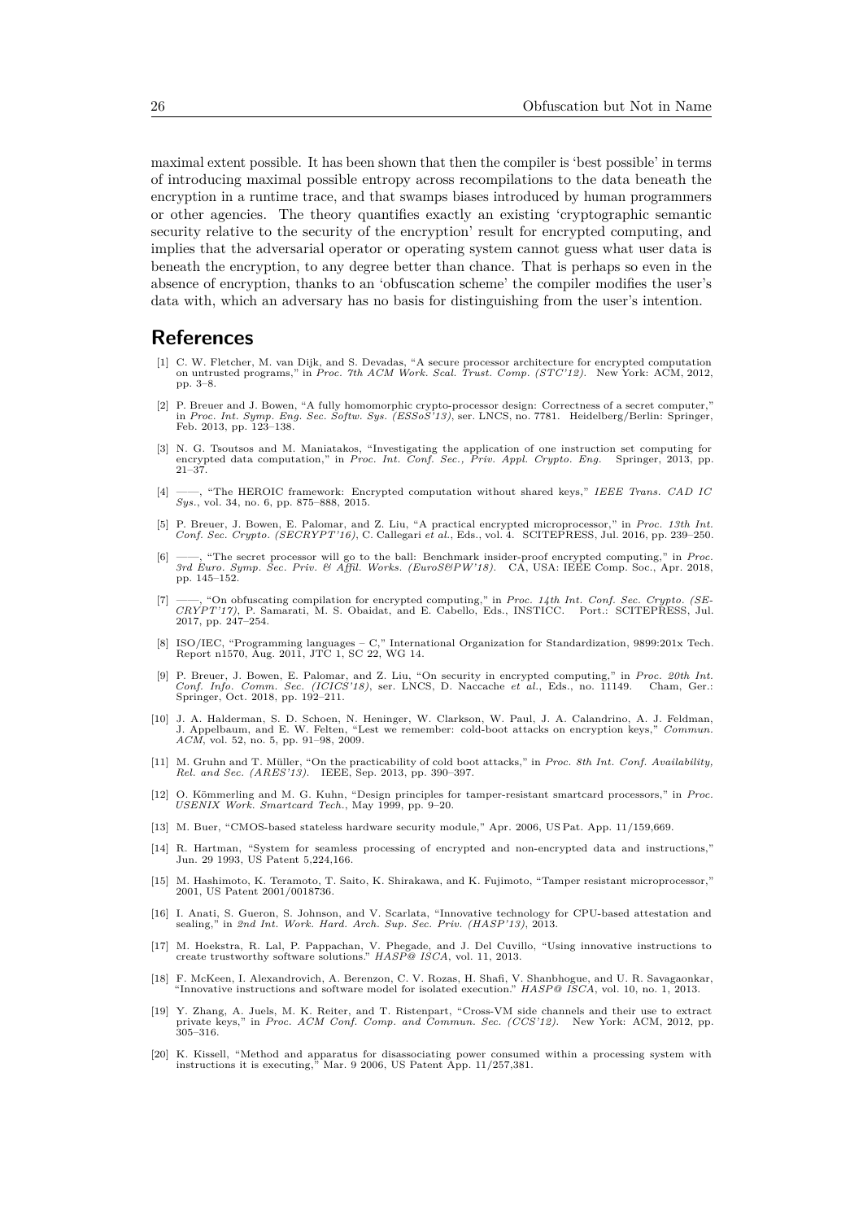maximal extent possible. It has been shown that then the compiler is 'best possible' in terms of introducing maximal possible entropy across recompilations to the data beneath the encryption in a runtime trace, and that swamps biases introduced by human programmers or other agencies. The theory quantifies exactly an existing 'cryptographic semantic security relative to the security of the encryption' result for encrypted computing, and implies that the adversarial operator or operating system cannot guess what user data is beneath the encryption, to any degree better than chance. That is perhaps so even in the absence of encryption, thanks to an 'obfuscation scheme' the compiler modifies the user's data with, which an adversary has no basis for distinguishing from the user's intention.

## References

[1] C. W. Fletcher, M. van Dijk, and S. Devadas, "A secure processor architecture for encrypted computation on untrusted programs," in *Proc. 7th ACM Work. Scal. Trust. Comp. (STC'12)*. New York: ACM, 2012, pp. 3–8.

[2] P. Breuer and J. Bowen, "A fully homomorphic crypto-processor design: Correctness of a secret computer," in *Proc. Int. Symp. Eng. Sec. Softw. Sys. (ESSoS'13)*, ser. LNCS, no. 7781. Heidelberg/Berlin: Springer, Feb. 2013, pp. 123–138.

[3] N. G. Tsoutsos and M. Maniatakos, "Investigating the application of one instruction set computing for encrypted data computation," in *Proc. Int. Conf. Sec., Priv. Appl. Crypto. Eng.* Springer, 2013, pp. 21–37.

[4] ——, "The HEROIC framework: Encrypted computation without shared keys," *IEEE Trans. CAD IC Sys.*, vol. 34, no. 6, pp. 875–888, 2015.

[5] P. Breuer, J. Bowen, E. Palomar, and Z. Liu, "A practical encrypted microprocessor," in *Proc. 13th Int. Conf. Sec. Crypto. (SECRYPT'16)*, C. Callegari *et al.*, Eds., vol. 4. SCITEPRESS, Jul. 2016, pp. 239–250.

[6] ——, "The secret processor will go to the ball: Benchmark insider-proof encrypted computing," in *Proc. 3rd Euro. Symp. Sec. Priv. & Affil. Works. (EuroS&PW'18)*. CA, USA: IEEE Comp. Soc., Apr. 2018, pp. 145–152.

[7] ——, "On obfuscating compilation for encrypted computing," in *Proc. 14th Int. Conf. Sec. Crypto. (SECRYPT'17)*, P. Samarati, M. S. Obaidat, and E. Cabello, Eds., INSTICC. Port.: SCITEPRESS, Jul. 2017, pp. 247–254.

[8] ISO/IEC, "Programming languages – C," International Organization for Standardization, 9899:201x Tech. Report n1570, Aug. 2011, JTC 1, SC 22, WG 14.

[9] P. Breuer, J. Bowen, E. Palomar, and Z. Liu, "On security in encrypted computing," in *Proc. 20th Int. Conf. Info. Comm. Sec. (ICICS'18)*, ser. LNCS, D. Naccache *et al.*, Eds., no. 11149. Cham, Ger.: Springer, Oct. 2018, pp. 192–211.

[10] J. A. Halderman, S. D. Schoen, N. Heninger, W. Clarkson, W. Paul, J. A. Calandrino, A. J. Feldman, J. Appelbaum, and E. W. Felten, "Lest we remember: cold-boot attacks on encryption keys," *Commun. ACM*, vol. 52, no. 5, pp. 91–98, 2009.

[11] M. Gruhn and T. Müller, "On the practicability of cold boot attacks," in *Proc. 8th Int. Conf. Availability, Rel. and Sec. (ARES'13)*. IEEE, Sep. 2013, pp. 390–397.

[12] O. Kömmerling and M. G. Kuhn, "Design principles for tamper-resistant smartcard processors," in *Proc. USENIX Work. Smartcard Tech.*, May 1999, pp. 9–20.

[13] M. Buer, "CMOS-based stateless hardware security module," Apr. 2006, US Pat. App. 11/159,669.

[14] R. Hartman, "System for seamless processing of encrypted and non-encrypted data and instructions," Jun. 29 1993, US Patent 5,224,166.

[15] M. Hashimoto, K. Teramoto, T. Saito, K. Shirakawa, and K. Fujimoto, "Tamper resistant microprocessor," 2001, US Patent 2001/0018736.

[16] I. Anati, S. Gueron, S. Johnson, and V. Scarlata, "Innovative technology for CPU-based attestation and sealing," in *2nd Int. Work. Hard. Arch. Sup. Sec. Priv. (HASP'13)*, 2013.

[17] M. Hoekstra, R. Lal, P. Pappachan, V. Phegade, and J. Del Cuvillo, "Using innovative instructions to create trustworthy software solutions." *HASP@ ISCA*, vol. 11, 2013.

[18] F. McKeen, I. Alexandrovich, A. Berenzon, C. V. Rozas, H. Shafi, V. Shanbhogue, and U. R. Savagaonkar, "Innovative instructions and software model for isolated execution." *HASP@ ISCA*, vol. 10, no. 1, 2013.

[19] Y. Zhang, A. Juels, M. K. Reiter, and T. Ristenpart, "Cross-VM side channels and their use to extract private keys," in *Proc. ACM Conf. Comp. and Commun. Sec. (CCS'12)*. New York: ACM, 2012, pp. 305–316.

[20] K. Kissell, "Method and apparatus for disassociating power consumed within a processing system with instructions it is executing," Mar. 9 2006, US Patent App. 11/257,381.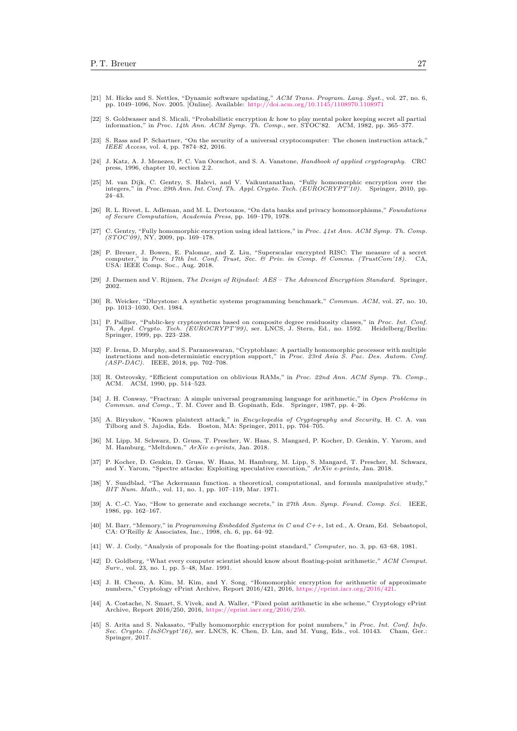[21] M. Hicks and S. Nettles, "Dynamic software updating," *ACM Trans. Program. Lang. Syst.*, vol. 27, no. 6, pp. 1049–1096, Nov. 2005. [Online]. Available: http://doi.acm.org/10.1145/1108970.1108971

[22] S. Goldwasser and S. Micali, "Probabilistic encryption & how to play mental poker keeping secret all partial information," in *Proc. 14th Ann. ACM Symp. Th. Comp.*, ser. STOC'82. ACM, 1982, pp. 365–377.

[23] S. Rass and P. Schartner, "On the security of a universal cryptocomputer: The chosen instruction attack," *IEEE Access*, vol. 4, pp. 7874–82, 2016.

[24] J. Katz, A. J. Menezes, P. C. Van Oorschot, and S. A. Vanstone, *Handbook of applied cryptography*. CRC press, 1996, chapter 10, section 2.2.

[25] M. van Dijk, C. Gentry, S. Halevi, and V. Vaikuntanathan, "Fully homomorphic encryption over the integers," in *Proc. 29th Ann. Int. Conf. Th. Appl. Crypto. Tech. (EUROCRYPT'10)*. Springer, 2010, pp. 24–43.

[26] R. L. Rivest, L. Adleman, and M. L. Dertouzos, "On data banks and privacy homomorphisms," *Foundations of Secure Computation, Academia Press*, pp. 169–179, 1978.

[27] C. Gentry, "Fully homomorphic encryption using ideal lattices," in *Proc. 41st Ann. ACM Symp. Th. Comp. (STOC'09)*, NY, 2009, pp. 169–178.

[28] P. Breuer, J. Bowen, E. Palomar, and Z. Liu, "Superscalar encrypted RISC: The measure of a secret computer," in *Proc. 17th Int. Conf. Trust, Sec. & Priv. in Comp. & Comms. (TrustCom'18)*. CA, USA: IEEE Comp. Soc., Aug. 2018.

[29] J. Daemen and V. Rijmen, *The Design of Rijndael: AES – The Advanced Encryption Standard*. Springer, 2002.

[30] R. Weicker, "Dhrystone: A synthetic systems programming benchmark," *Commun. ACM*, vol. 27, no. 10, pp. 1013–1030, Oct. 1984.

[31] P. Paillier, "Public-key cryptosystems based on composite degree residuosity classes," in *Proc. Int. Conf. Th. Appl. Crypto. Tech. (EUROCRYPT'99)*, ser. LNCS, J. Stern, Ed., no. 1592. Heidelberg/Berlin: Springer, 1999, pp. 223–238.

[32] F. Irena, D. Murphy, and S. Parameswaran, "Cryptoblaze: A partially homomorphic processor with multiple instructions and non-deterministic encryption support," in *Proc. 23rd Asia S. Pac. Des. Autom. Conf. (ASP-DAC)*. IEEE, 2018, pp. 702–708.

[33] R. Ostrovsky, "Efficient computation on oblivious RAMs," in *Proc. 22nd Ann. ACM Symp. Th. Comp.*, ACM. ACM, 1990, pp. 514–523.

[34] J. H. Conway, "Fractran: A simple universal programming language for arithmetic," in *Open Problems in Commun. and Comp.*, T. M. Cover and B. Gopinath, Eds. Springer, 1987, pp. 4–26.

[35] A. Biryukov, "Known plaintext attack," in *Encyclopedia of Cryptography and Security*, H. C. A. van Tilborg and S. Jajodia, Eds. Boston, MA: Springer, 2011, pp. 704–705.

[36] M. Lipp, M. Schwarz, D. Gruss, T. Prescher, W. Haas, S. Mangard, P. Kocher, D. Genkin, Y. Yarom, and M. Hamburg, "Meltdown," *ArXiv e-prints*, Jan. 2018.

[37] P. Kocher, D. Genkin, D. Gruss, W. Haas, M. Hamburg, M. Lipp, S. Mangard, T. Prescher, M. Schwarz, and Y. Yarom, "Spectre attacks: Exploiting speculative execution," *ArXiv e-prints*, Jan. 2018.

[38] Y. Sundblad, "The Ackermann function. a theoretical, computational, and formula manipulative study," *BIT Num. Math.*, vol. 11, no. 1, pp. 107–119, Mar. 1971.

[39] A. C.-C. Yao, "How to generate and exchange secrets," in *27th Ann. Symp. Found. Comp. Sci.* IEEE, 1986, pp. 162–167.

[40] M. Barr, "Memory," in *Programming Embedded Systems in C and C++*, 1st ed., A. Oram, Ed. Sebastopol, CA: O'Reilly & Associates, Inc., 1998, ch. 6, pp. 64–92.

[41] W. J. Cody, "Analysis of proposals for the floating-point standard," *Computer*, no. 3, pp. 63–68, 1981.

[42] D. Goldberg, "What every computer scientist should know about floating-point arithmetic," *ACM Comput. Surv.*, vol. 23, no. 1, pp. 5–48, Mar. 1991.

[43] J. H. Cheon, A. Kim, M. Kim, and Y. Song, "Homomorphic encryption for arithmetic of approximate numbers," Cryptology ePrint Archive, Report 2016/421, 2016, https://eprint.iacr.org/2016/421.

[44] A. Costache, N. Smart, S. Vivek, and A. Waller, "Fixed point arithmetic in she scheme," Cryptology ePrint Archive, Report 2016/250, 2016, https://eprint.iacr.org/2016/250.

[45] S. Arita and S. Nakasato, "Fully homomorphic encryption for point numbers," in *Proc. Int. Conf. Info. Sec. Crypto. (InSCrypt'16)*, ser. LNCS, K. Chen, D. Lin, and M. Yung, Eds., vol. 10143. Cham, Ger.: Springer, 2017.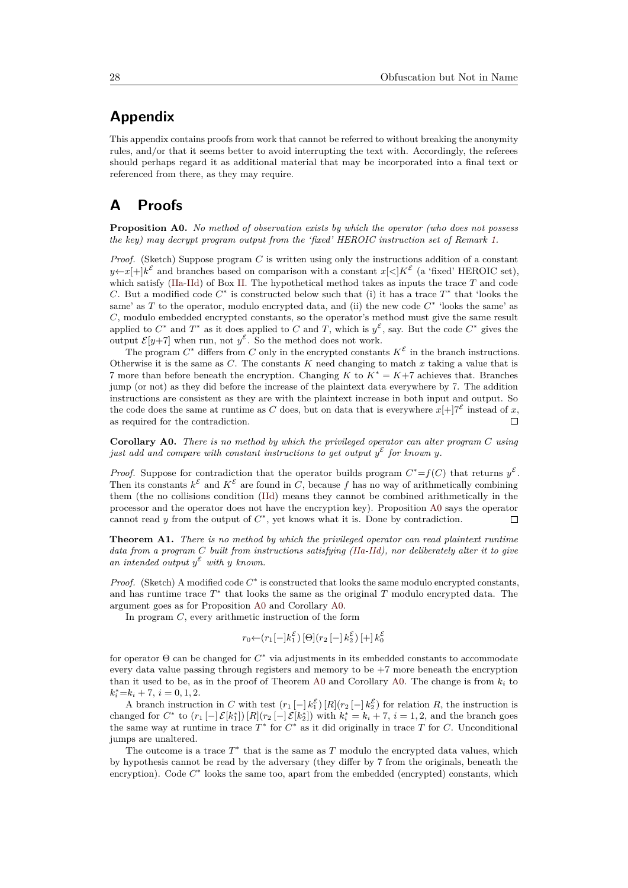# Appendix

This appendix contains proofs from work that cannot be referred to without breaking the anonymity rules, and/or that it seems better to avoid interrupting the text with. Accordingly, the referees should perhaps regard it as additional material that may be incorporated into a final text or referenced from there, as they may require.

# A Proofs

**Proposition A0.** *No method of observation exists by which the operator (who does not possess the key) may decrypt program output from the 'fixed' HEROIC instruction set of Remark 1.*

*Proof.* (Sketch) Suppose program $C$ is written using only the instructions addition of a constant $y \leftarrow x[+]k^{\mathcal{E}}$ and branches based on comparison with a constant $x[<]K^{\mathcal{E}}$ (a 'fixed' HEROIC set), which satisfy (IIa-IId) of Box II. The hypothetical method takes as inputs the trace $T$ and code $C$. But a modified code $C^*$ is constructed below such that (i) it has a trace $T^*$ that 'looks the same' as $T$ to the operator, modulo encrypted data, and (ii) the new code $C^*$ 'looks the same' as $C$, modulo embedded encrypted constants, so the operator's method must give the same result applied to $C^*$ and $T^*$ as it does applied to $C$ and $T$, which is $y^{\mathcal{E}}$, say. But the code $C^*$ gives the output $\mathcal{E}[y{+}7]$ when run, not $y^{\mathcal{E}}$. So the method does not work.

The program $C^*$ differs from $C$ only in the encrypted constants $K^{\mathcal{E}}$ in the branch instructions. Otherwise it is the same as $C$. The constants $K$ need changing to match $x$ taking a value that is 7 more than before beneath the encryption. Changing $K$ to $K^* = K{+}7$ achieves that. Branches jump (or not) as they did before the increase of the plaintext data everywhere by 7. The addition instructions are consistent as they are with the plaintext increase in both input and output. So the code does the same at runtime as $C$ does, but on data that is everywhere $x[+]7^{\mathcal{E}}$ instead of $x$, as required for the contradiction. ◻

**Corollary A0.** *There is no method by which the privileged operator can alter program $C$ using just add and compare with constant instructions to get output $y^{\mathcal{E}}$ for known $y$.*

*Proof.* Suppose for contradiction that the operator builds program $C^*{=}f(C)$ that returns $y^{\mathcal{E}}$. Then its constants $k^{\mathcal{E}}$ and $K^{\mathcal{E}}$ are found in $C$, because $f$ has no way of arithmetically combining them (the no collisions condition (IId) means they cannot be combined arithmetically in the processor and the operator does not have the encryption key). Proposition A0 says the operator cannot read $y$ from the output of $C^*$, yet knows what it is. Done by contradiction. ◻

**Theorem A1.** *There is no method by which the privileged operator can read plaintext runtime data from a program $C$ built from instructions satisfying (IIa-IId), nor deliberately alter it to give an intended output $y^{\mathcal{E}}$ with $y$ known.*

*Proof.* (Sketch) A modified code $C^*$ is constructed that looks the same modulo encrypted constants, and has runtime trace $T^*$ that looks the same as the original $T$ modulo encrypted data. The argument goes as for Proposition A0 and Corollary A0.

In program $C$, every arithmetic instruction of the form

$$r_0 \leftarrow (r_1[-]k_1^{\mathcal{E}})\,[\Theta](r_2\,[-]\,k_2^{\mathcal{E}})\,[+]\,k_0^{\mathcal{E}}$$

for operator $\Theta$ can be changed for $C^*$ via adjustments in its embedded constants to accommodate every data value passing through registers and memory to be $+7$ more beneath the encryption than it used to be, as in the proof of Theorem A0 and Corollary A0. The change is from $k_i$ to $k_i^*{=}k_i + 7$, $i = 0, 1, 2$.

A branch instruction in $C$ with test $(r_1\,[-]\,k_1^{\mathcal{E}})\,[R](r_2\,[-]\,k_2^{\mathcal{E}})$ for relation $R$, the instruction is changed for $C^*$ to $(r_1\,[-]\,\mathcal{E}[k_1^*])\,[R](r_2\,[-]\,\mathcal{E}[k_2^*])$ with $k_i^* = k_i + 7$, $i = 1, 2$, and the branch goes the same way at runtime in trace $T^*$ for $C^*$ as it did originally in trace $T$ for $C$. Unconditional jumps are unaltered.

The outcome is a trace $T^*$ that is the same as $T$ modulo the encrypted data values, which by hypothesis cannot be read by the adversary (they differ by 7 from the originals, beneath the encryption). Code $C^*$ looks the same too, apart from the embedded (encrypted) constants, which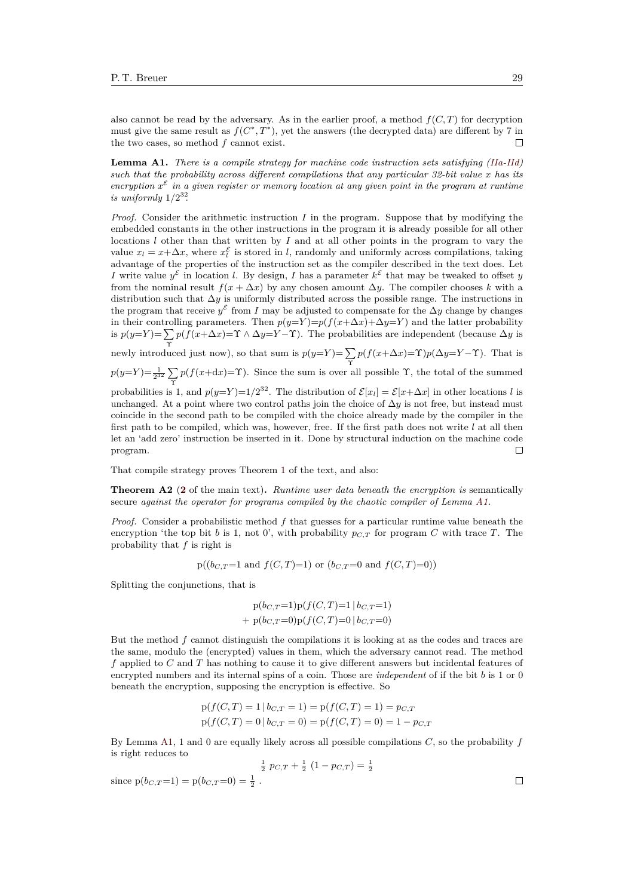also cannot be read by the adversary. As in the earlier proof, a method $f(C,T)$ for decryption must give the same result as $f(C^*,T^*)$, yet the answers (the decrypted data) are different by 7 in the two cases, so method $f$ cannot exist. □

**Lemma A1.** *There is a compile strategy for machine code instruction sets satisfying (IIa-IId) such that the probability across different compilations that any particular 32-bit value $x$ has its encryption $x^{\mathcal{E}}$ in a given register or memory location at any given point in the program at runtime is uniformly $1/2^{32}$.*

*Proof.* Consider the arithmetic instruction $I$ in the program. Suppose that by modifying the embedded constants in the other instructions in the program it is already possible for all other locations $l$ other than that written by $I$ and at all other points in the program to vary the value $x_l = x{+}\Delta x$, where $x_l^{\mathcal{E}}$ is stored in $l$, randomly and uniformly across compilations, taking advantage of the properties of the instruction set as the compiler described in the text does. Let $I$ write value $y^{\mathcal{E}}$ in location $l$. By design, $I$ has a parameter $k^{\mathcal{E}}$ that may be tweaked to offset $y$ from the nominal result $f(x+\Delta x)$ by any chosen amount $\Delta y$. The compiler chooses $k$ with a distribution such that $\Delta y$ is uniformly distributed across the possible range. The instructions in the program that receive $y^{\mathcal{E}}$ from $I$ may be adjusted to compensate for the $\Delta y$ change by changes in their controlling parameters. Then $p(y{=}Y){=}p(f(x{+}\Delta x){+}\Delta y{=}Y)$ and the latter probability is $p(y{=}Y){=}\sum_{\Upsilon} p(f(x{+}\Delta x){=}\Upsilon \wedge \Delta y{=}Y{-}\Upsilon)$. The probabilities are independent (because $\Delta y$ is newly introduced just now), so that sum is $p(y{=}Y){=}\sum_{\Upsilon} p(f(x{+}\Delta x){=}\Upsilon)p(\Delta y{=}Y{-}\Upsilon)$. That is $p(y{=}Y){=}\frac{1}{2^{32}}\sum_{\Upsilon} p(f(x{+}\mathrm{d}x){=}\Upsilon)$. Since the sum is over all possible $\Upsilon$, the total of the summed probabilities is 1, and $p(y{=}Y){=}1/2^{32}$. The distribution of $\mathcal{E}[x_l] = \mathcal{E}[x{+}\Delta x]$ in other locations $l$ is unchanged. At a point where two control paths join the choice of $\Delta y$ is not free, but instead must coincide in the second path to be compiled with the choice already made by the compiler in the first path to be compiled, which was, however, free. If the first path does not write $l$ at all then let an 'add zero' instruction be inserted in it. Done by structural induction on the machine code program. □

That compile strategy proves Theorem 1 of the text, and also:

**Theorem A2** (**2** of the main text)**.** *Runtime user data beneath the encryption is* semantically secure *against the operator for programs compiled by the chaotic compiler of Lemma A1.*

*Proof.* Consider a probabilistic method $f$ that guesses for a particular runtime value beneath the encryption 'the top bit $b$ is 1, not 0', with probability $p_{C,T}$ for program $C$ with trace $T$. The probability that $f$ is right is

$$\mathrm{p}((b_{C,T}{=}1 \text{ and } f(C,T){=}1) \text{ or } (b_{C,T}{=}0 \text{ and } f(C,T){=}0))$$

Splitting the conjunctions, that is

$$\begin{aligned} &\mathrm{p}(b_{C,T}{=}1)\mathrm{p}(f(C,T){=}1 \,|\, b_{C,T}{=}1) \\ +\ &\mathrm{p}(b_{C,T}{=}0)\mathrm{p}(f(C,T){=}0 \,|\, b_{C,T}{=}0) \end{aligned}$$

But the method $f$ cannot distinguish the compilations it is looking at as the codes and traces are the same, modulo the (encrypted) values in them, which the adversary cannot read. The method $f$ applied to $C$ and $T$ has nothing to cause it to give different answers but incidental features of encrypted numbers and its internal spins of a coin. Those are *independent* of if the bit $b$ is 1 or 0 beneath the encryption, supposing the encryption is effective. So

$$\begin{aligned} \mathrm{p}(f(C,T) = 1 \,|\, b_{C,T} = 1) &= \mathrm{p}(f(C,T) = 1) = p_{C,T} \\ \mathrm{p}(f(C,T) = 0 \,|\, b_{C,T} = 0) &= \mathrm{p}(f(C,T) = 0) = 1 - p_{C,T} \end{aligned}$$

By Lemma A1, 1 and 0 are equally likely across all possible compilations $C$, so the probability $f$ is right reduces to

$$\tfrac{1}{2}\ p_{C,T} + \tfrac{1}{2}\ (1 - p_{C,T}) = \tfrac{1}{2}$$

since $\mathrm{p}(b_{C,T}{=}1) = \mathrm{p}(b_{C,T}{=}0) = \frac{1}{2}$ . □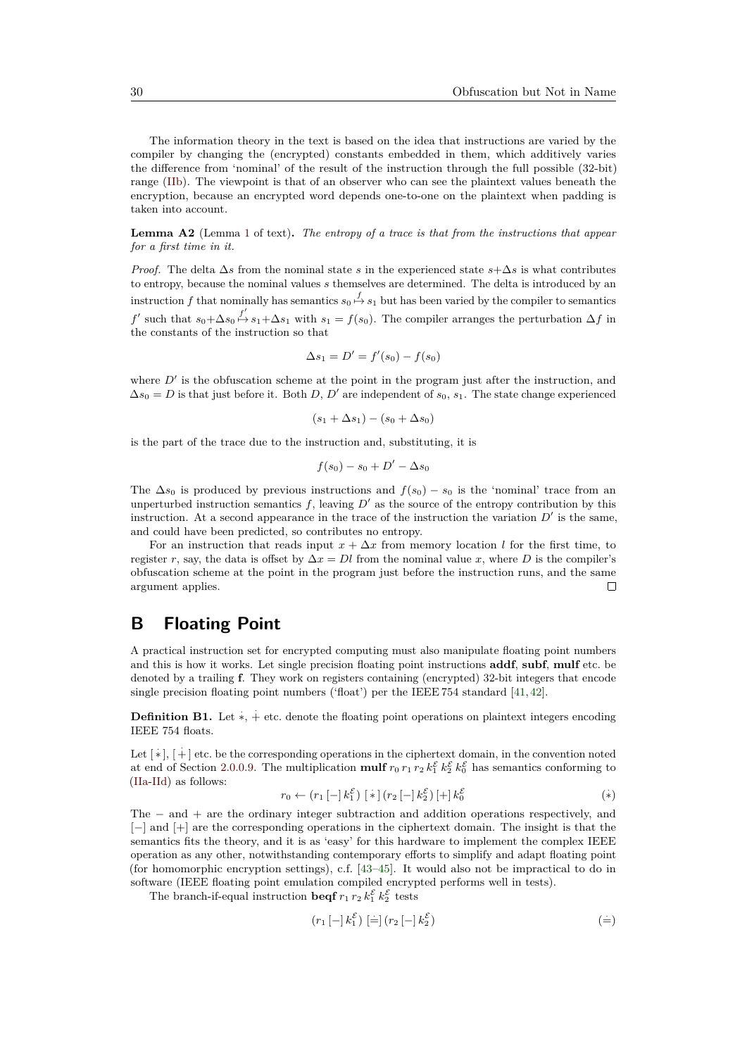The information theory in the text is based on the idea that instructions are varied by the compiler by changing the (encrypted) constants embedded in them, which additively varies the difference from 'nominal' of the result of the instruction through the full possible (32-bit) range (IIb). The viewpoint is that of an observer who can see the plaintext values beneath the encryption, because an encrypted word depends one-to-one on the plaintext when padding is taken into account.

**Lemma A2** (Lemma 1 of text)**.** *The entropy of a trace is that from the instructions that appear for a first time in it.*

*Proof.* The delta $\Delta s$ from the nominal state $s$ in the experienced state $s{+}\Delta s$ is what contributes to entropy, because the nominal values $s$ themselves are determined. The delta is introduced by an instruction $f$ that nominally has semantics $s_0 \overset{f}{\mapsto} s_1$ but has been varied by the compiler to semantics $f'$ such that $s_0{+}\Delta s_0 \overset{f'}{\mapsto} s_1{+}\Delta s_1$ with $s_1 = f(s_0)$. The compiler arranges the perturbation $\Delta f$ in the constants of the instruction so that

$$\Delta s_1 = D' = f'(s_0) - f(s_0)$$

where $D'$ is the obfuscation scheme at the point in the program just after the instruction, and $\Delta s_0 = D$ is that just before it. Both $D$, $D'$ are independent of $s_0$, $s_1$. The state change experienced

$$(s_1 + \Delta s_1) - (s_0 + \Delta s_0)$$

is the part of the trace due to the instruction and, substituting, it is

$$f(s_0) - s_0 + D' - \Delta s_0$$

The $\Delta s_0$ is produced by previous instructions and $f(s_0) - s_0$ is the 'nominal' trace from an unperturbed instruction semantics $f$, leaving $D'$ as the source of the entropy contribution by this instruction. At a second appearance in the trace of the instruction the variation $D'$ is the same, and could have been predicted, so contributes no entropy.

For an instruction that reads input $x + \Delta x$ from memory location $l$ for the first time, to register $r$, say, the data is offset by $\Delta x = Dl$ from the nominal value $x$, where $D$ is the compiler's obfuscation scheme at the point in the program just before the instruction runs, and the same argument applies. ◻

# B Floating Point

A practical instruction set for encrypted computing must also manipulate floating point numbers and this is how it works. Let single precision floating point instructions **addf**, **subf**, **mulf** etc. be denoted by a trailing **f**. They work on registers containing (encrypted) 32-bit integers that encode single precision floating point numbers ('float') per the IEEE 754 standard [41, 42].

**Definition B1.** Let $\dot{*}$, $\dot{+}$ etc. denote the floating point operations on plaintext integers encoding IEEE 754 floats.

Let $[\dot{*}]$, $[\dot{+}]$ etc. be the corresponding operations in the ciphertext domain, in the convention noted at end of Section 2.0.0.9. The multiplication **mulf** $r_0\, r_1\, r_2\, k_1^{\mathcal{E}}\, k_2^{\mathcal{E}}\, k_0^{\mathcal{E}}$ has semantics conforming to (IIa-IId) as follows:

$$r_0 \leftarrow (r_1\,[-]\,k_1^{\mathcal{E}})\;[\dot{*}]\,(r_2\,[-]\,k_2^{\mathcal{E}})\,[+]\,k_0^{\mathcal{E}} \tag{$\dot{*}$}$$

The $-$ and $+$ are the ordinary integer subtraction and addition operations respectively, and $[-]$ and $[+]$ are the corresponding operations in the ciphertext domain. The insight is that the semantics fits the theory, and it is as 'easy' for this hardware to implement the complex IEEE operation as any other, notwithstanding contemporary efforts to simplify and adapt floating point (for homomorphic encryption settings), c.f. [43–45]. It would also not be impractical to do in software (IEEE floating point emulation compiled encrypted performs well in tests).

The branch-if-equal instruction **beqf** $r_1\, r_2\, k_1^{\mathcal{E}}\, k_2^{\mathcal{E}}$ tests

$$(r_1\,[-]\,k_1^{\mathcal{E}})\;[\dot{=}]\,(r_2\,[-]\,k_2^{\mathcal{E}}) \tag{$\dot{=}$}$$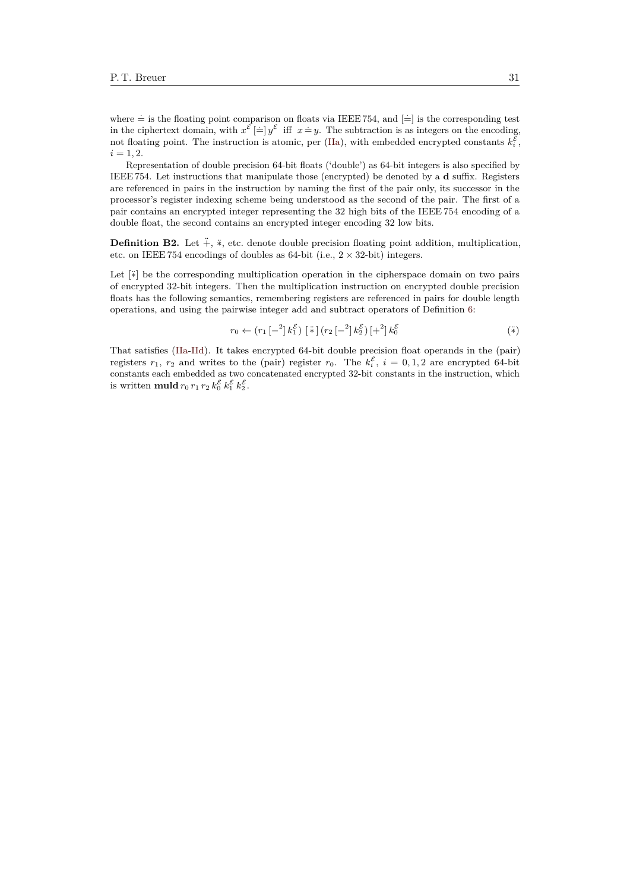where $\doteq$ is the floating point comparison on floats via IEEE 754, and $[\doteq]$ is the corresponding test in the ciphertext domain, with $x^{\mathcal{E}}\,[\doteq]\,y^{\mathcal{E}}$ iff $x \doteq y$. The subtraction is as integers on the encoding, not floating point. The instruction is atomic, per (IIa), with embedded encrypted constants $k_i^{\mathcal{E}}$, $i = 1, 2$.

Representation of double precision 64-bit floats ('double') as 64-bit integers is also specified by IEEE 754. Let instructions that manipulate those (encrypted) be denoted by a **d** suffix. Registers are referenced in pairs in the instruction by naming the first of the pair only, its successor in the processor's register indexing scheme being understood as the second of the pair. The first of a pair contains an encrypted integer representing the 32 high bits of the IEEE 754 encoding of a double float, the second contains an encrypted integer encoding 32 low bits.

**Definition B2.** Let $\ddot{+}$, $\ddot{*}$, etc. denote double precision floating point addition, multiplication, etc. on IEEE 754 encodings of doubles as 64-bit (i.e., $2 \times 32$-bit) integers.

Let $[\ddot{*}]$ be the corresponding multiplication operation in the cipherspace domain on two pairs of encrypted 32-bit integers. Then the multiplication instruction on encrypted double precision floats has the following semantics, remembering registers are referenced in pairs for double length operations, and using the pairwise integer add and subtract operators of Definition 6:

$$r_0 \leftarrow (r_1\,[-^2]\,k_1^{\mathcal{E}})\;[\ddot{*}]\,(r_2\,[-^2]\,k_2^{\mathcal{E}})\,[+^2]\,k_0^{\mathcal{E}} \tag{$\ddot{*}$}$$

That satisfies (IIa-IId). It takes encrypted 64-bit double precision float operands in the (pair) registers $r_1$, $r_2$ and writes to the (pair) register $r_0$. The $k_i^{\mathcal{E}}$, $i = 0, 1, 2$ are encrypted 64-bit constants each embedded as two concatenated encrypted 32-bit constants in the instruction, which is written $\textbf{muld}\, r_0\, r_1\, r_2\, k_0^{\mathcal{E}}\, k_1^{\mathcal{E}}\, k_2^{\mathcal{E}}$.